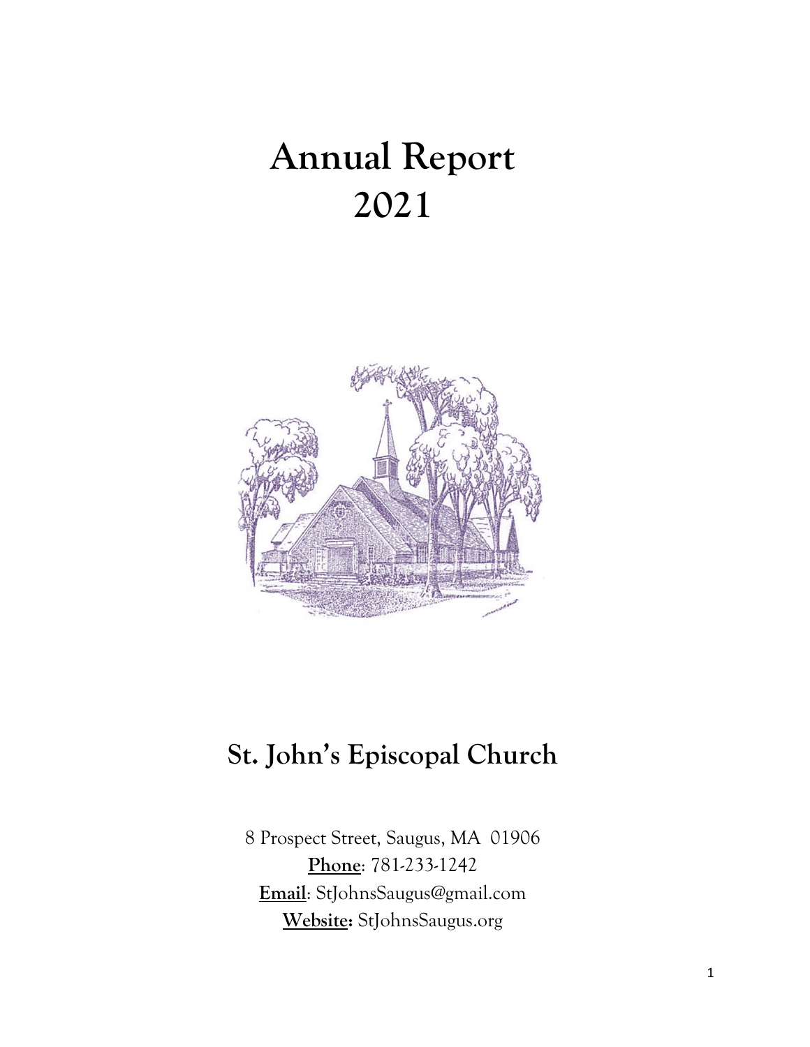# Annual Report 2021

## St. John's Episcopal Church

8 Prospect Street, Saugus, MA 01906

**Phone**: 781-233-1242

**Email**: StJohnsSaugus@gmail.com

**Website:** StJohnsSaugus.org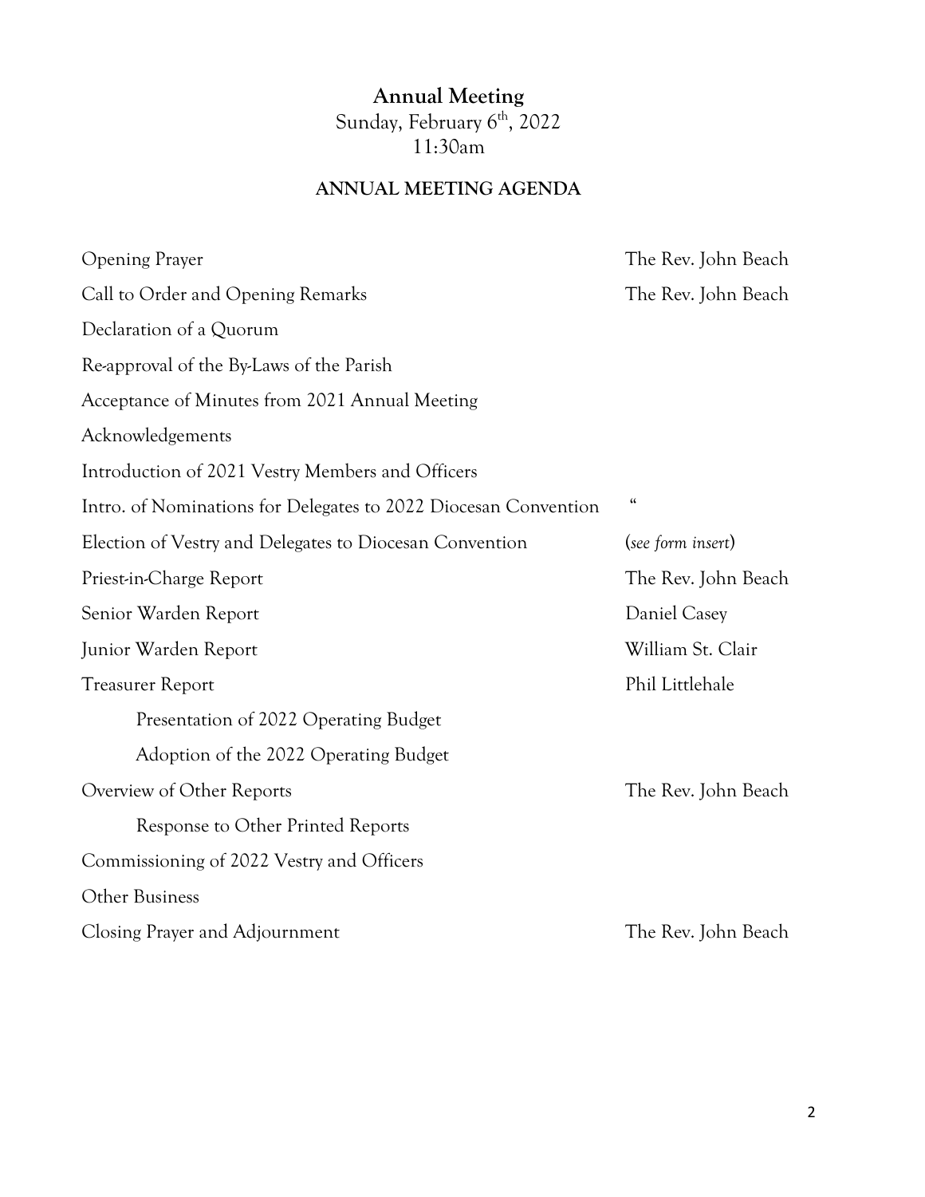# Annual Meeting

Sunday, February 6th, 2022
11:30am

## ANNUAL MEETING AGENDA

| | |
|---|---|
| Opening Prayer | The Rev. John Beach |
| Call to Order and Opening Remarks | The Rev. John Beach |
| Declaration of a Quorum | |
| Re-approval of the By-Laws of the Parish | |
| Acceptance of Minutes from 2021 Annual Meeting | |
| Acknowledgements | |
| Introduction of 2021 Vestry Members and Officers | |
| Intro. of Nominations for Delegates to 2022 Diocesan Convention | " |
| Election of Vestry and Delegates to Diocesan Convention | (*see form insert*) |
| Priest-in-Charge Report | The Rev. John Beach |
| Senior Warden Report | Daniel Casey |
| Junior Warden Report | William St. Clair |
| Treasurer Report | Phil Littlehale |
| Presentation of 2022 Operating Budget | |
| Adoption of the 2022 Operating Budget | |
| Overview of Other Reports | The Rev. John Beach |
| Response to Other Printed Reports | |
| Commissioning of 2022 Vestry and Officers | |
| Other Business | |
| Closing Prayer and Adjournment | The Rev. John Beach |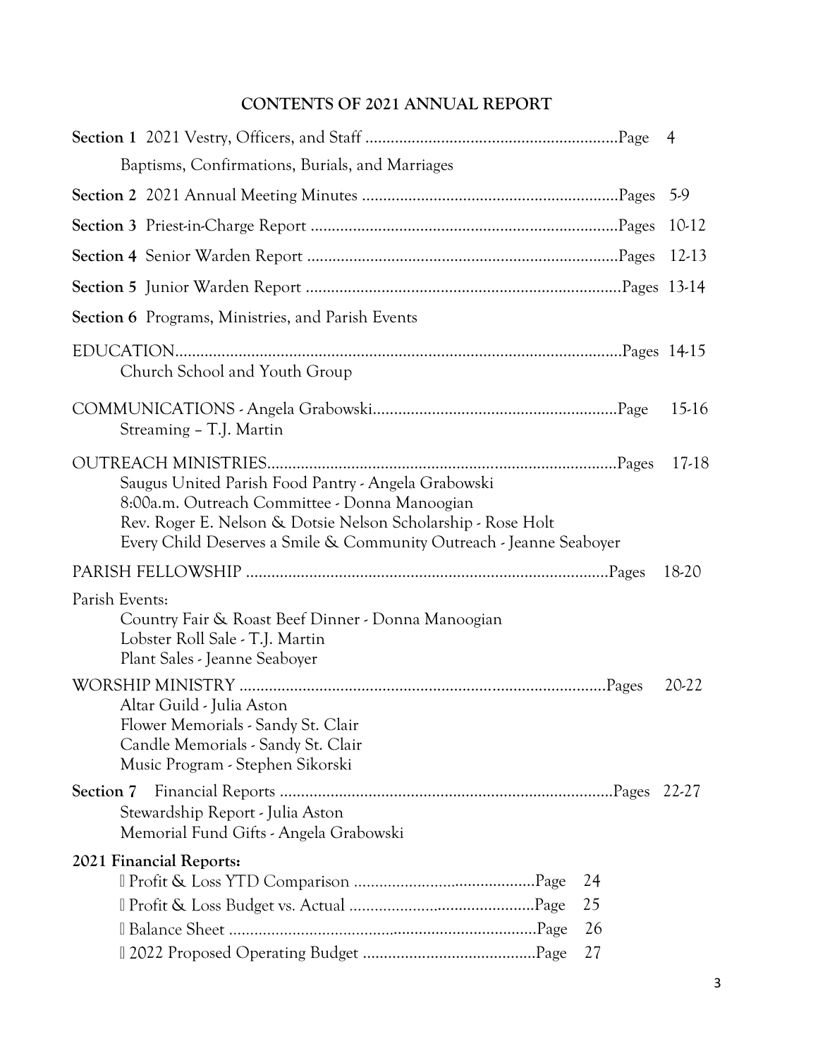# CONTENTS OF 2021 ANNUAL REPORT

**Section 1** 2021 Vestry, Officers, and Staff ............................................................Page 4
Baptisms, Confirmations, Burials, and Marriages

**Section 2** 2021 Annual Meeting Minutes ............................................................Pages 5-9

**Section 3** Priest-in-Charge Report ........................................................................Pages 10-12

**Section 4** Senior Warden Report ..........................................................................Pages 12-13

**Section 5** Junior Warden Report ..........................................................................Pages 13-14

**Section 6** Programs, Ministries, and Parish Events

EDUCATION..........................................................................................................Pages 14-15
Church School and Youth Group

COMMUNICATIONS - Angela Grabowski..........................................................Page 15-16
Streaming – T.J. Martin

OUTREACH MINISTRIES..................................................................................Pages 17-18
Saugus United Parish Food Pantry - Angela Grabowski
8:00a.m. Outreach Committee - Donna Manoogian
Rev. Roger E. Nelson & Dotsie Nelson Scholarship - Rose Holt
Every Child Deserves a Smile & Community Outreach - Jeanne Seaboyer

PARISH FELLOWSHIP .....................................................................................Pages 18-20

Parish Events:
Country Fair & Roast Beef Dinner - Donna Manoogian
Lobster Roll Sale - T.J. Martin
Plant Sales - Jeanne Seaboyer

WORSHIP MINISTRY ......................................................................................Pages 20-22
Altar Guild - Julia Aston
Flower Memorials - Sandy St. Clair
Candle Memorials - Sandy St. Clair
Music Program - Stephen Sikorski

**Section 7** Financial Reports ..............................................................................Pages 22-27
Stewardship Report - Julia Aston
Memorial Fund Gifts - Angela Grabowski

**2021 Financial Reports:**

- Profit & Loss YTD Comparison ...........................................Page 24
- Profit & Loss Budget vs. Actual ..........................................Page 25
- Balance Sheet .......................................................................Page 26
- 2022 Proposed Operating Budget .........................................Page 27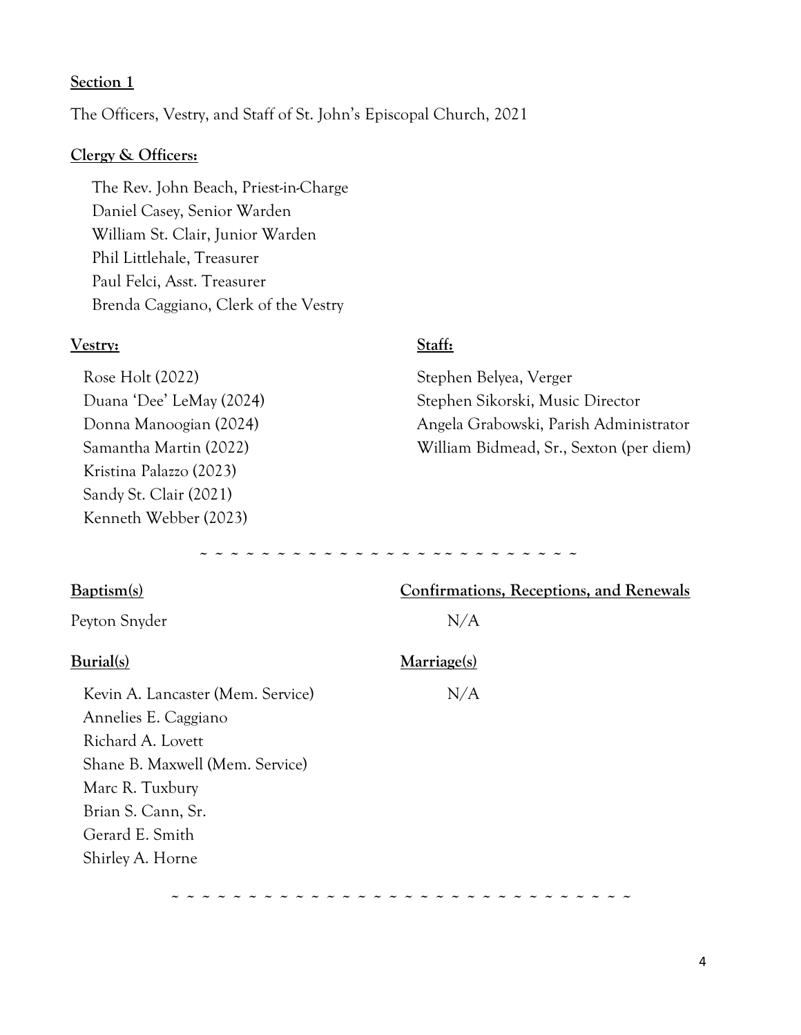**Section 1**

The Officers, Vestry, and Staff of St. John's Episcopal Church, 2021

**Clergy & Officers:**

The Rev. John Beach, Priest-in-Charge
Daniel Casey, Senior Warden
William St. Clair, Junior Warden
Phil Littlehale, Treasurer
Paul Felci, Asst. Treasurer
Brenda Caggiano, Clerk of the Vestry

**Vestry:**

Rose Holt (2022)
Duana 'Dee' LeMay (2024)
Donna Manoogian (2024)
Samantha Martin (2022)
Kristina Palazzo (2023)
Sandy St. Clair (2021)
Kenneth Webber (2023)

**Staff:**

Stephen Belyea, Verger
Stephen Sikorski, Music Director
Angela Grabowski, Parish Administrator
William Bidmead, Sr., Sexton (per diem)

~ ~ ~ ~ ~ ~ ~ ~ ~ ~ ~ ~ ~ ~ ~ ~ ~ ~ ~ ~ ~ ~ ~ ~ ~ ~ ~

**Baptism(s)**

Peyton Snyder

**Confirmations, Receptions, and Renewals**

N/A

**Burial(s)**

Kevin A. Lancaster (Mem. Service)
Annelies E. Caggiano
Richard A. Lovett
Shane B. Maxwell (Mem. Service)
Marc R. Tuxbury
Brian S. Cann, Sr.
Gerard E. Smith
Shirley A. Horne

**Marriage(s)**

N/A

~ ~ ~ ~ ~ ~ ~ ~ ~ ~ ~ ~ ~ ~ ~ ~ ~ ~ ~ ~ ~ ~ ~ ~ ~ ~ ~ ~ ~ ~ ~ ~ ~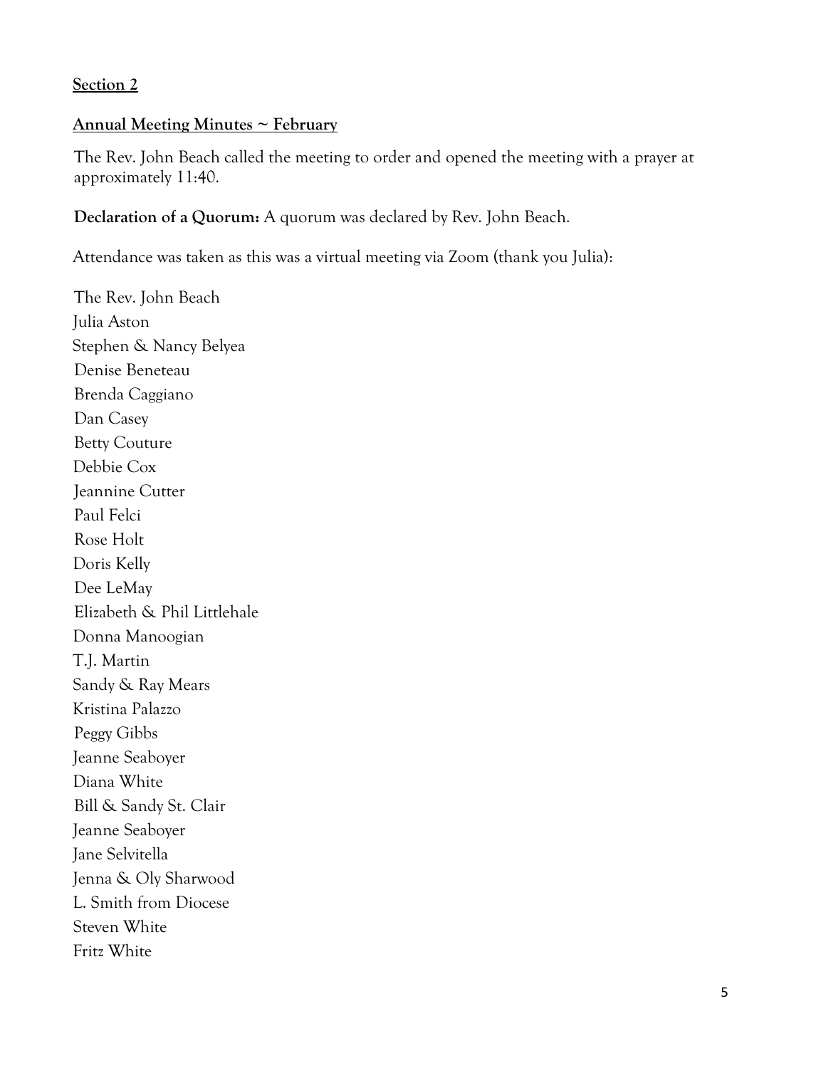**Section 2**

**Annual Meeting Minutes ~ February**

The Rev. John Beach called the meeting to order and opened the meeting with a prayer at approximately 11:40.

**Declaration of a Quorum:** A quorum was declared by Rev. John Beach.

Attendance was taken as this was a virtual meeting via Zoom (thank you Julia):

The Rev. John Beach
Julia Aston
Stephen & Nancy Belyea
Denise Beneteau
Brenda Caggiano
Dan Casey
Betty Couture
Debbie Cox
Jeannine Cutter
Paul Felci
Rose Holt
Doris Kelly
Dee LeMay
Elizabeth & Phil Littlehale
Donna Manoogian
T.J. Martin
Sandy & Ray Mears
Kristina Palazzo
Peggy Gibbs
Jeanne Seaboyer
Diana White
Bill & Sandy St. Clair
Jeanne Seaboyer
Jane Selvitella
Jenna & Oly Sharwood
L. Smith from Diocese
Steven White
Fritz White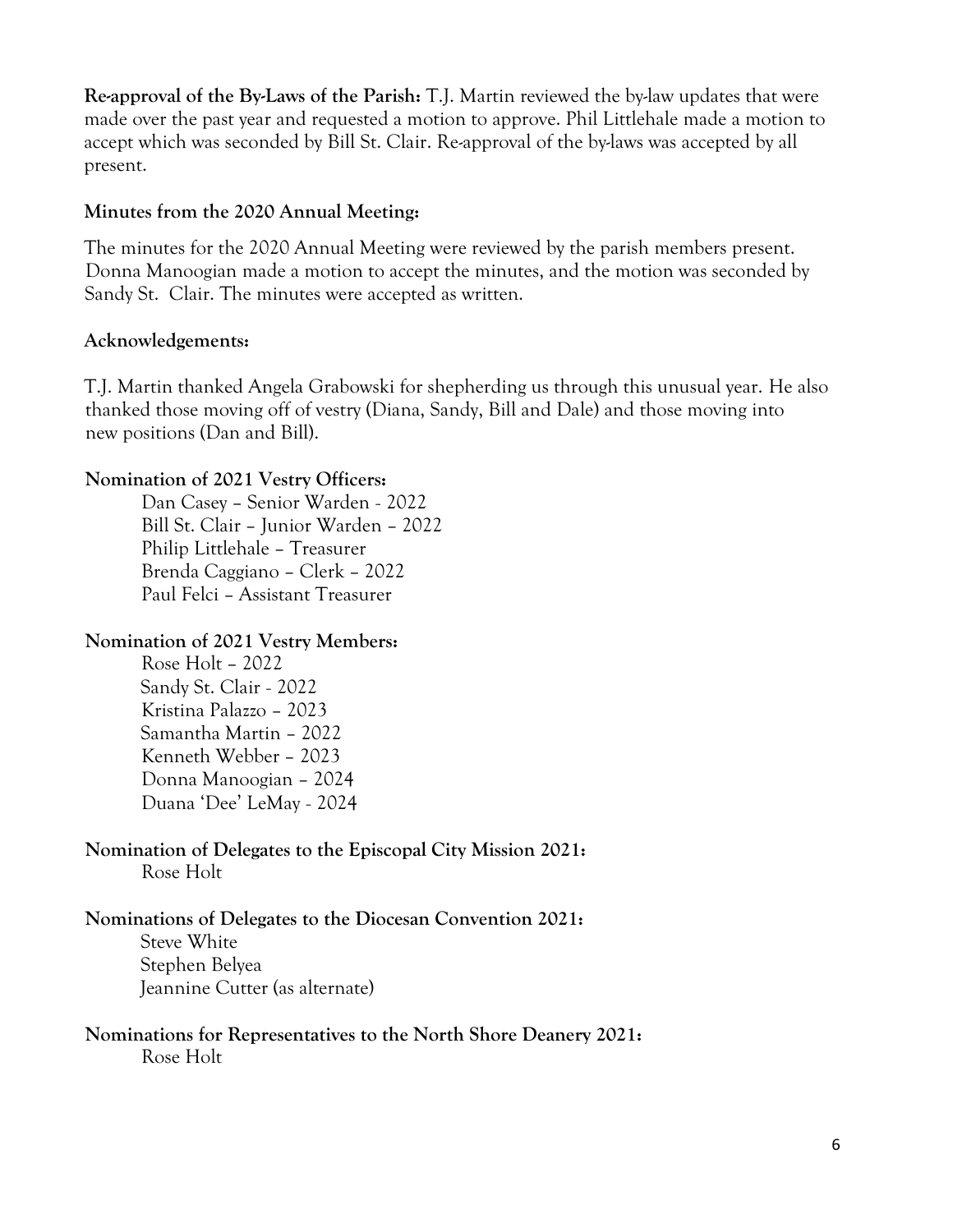**Re-approval of the By-Laws of the Parish:** T.J. Martin reviewed the by-law updates that were made over the past year and requested a motion to approve. Phil Littlehale made a motion to accept which was seconded by Bill St. Clair. Re-approval of the by-laws was accepted by all present.

**Minutes from the 2020 Annual Meeting:**

The minutes for the 2020 Annual Meeting were reviewed by the parish members present. Donna Manoogian made a motion to accept the minutes, and the motion was seconded by Sandy St. Clair. The minutes were accepted as written.

**Acknowledgements:**

T.J. Martin thanked Angela Grabowski for shepherding us through this unusual year. He also thanked those moving off of vestry (Diana, Sandy, Bill and Dale) and those moving into new positions (Dan and Bill).

**Nomination of 2021 Vestry Officers:**

Dan Casey – Senior Warden - 2022
Bill St. Clair – Junior Warden – 2022
Philip Littlehale – Treasurer
Brenda Caggiano – Clerk – 2022
Paul Felci – Assistant Treasurer

**Nomination of 2021 Vestry Members:**

Rose Holt – 2022
Sandy St. Clair - 2022
Kristina Palazzo – 2023
Samantha Martin – 2022
Kenneth Webber – 2023
Donna Manoogian – 2024
Duana 'Dee' LeMay - 2024

**Nomination of Delegates to the Episcopal City Mission 2021:**

Rose Holt

**Nominations of Delegates to the Diocesan Convention 2021:**

Steve White
Stephen Belyea
Jeannine Cutter (as alternate)

**Nominations for Representatives to the North Shore Deanery 2021:**

Rose Holt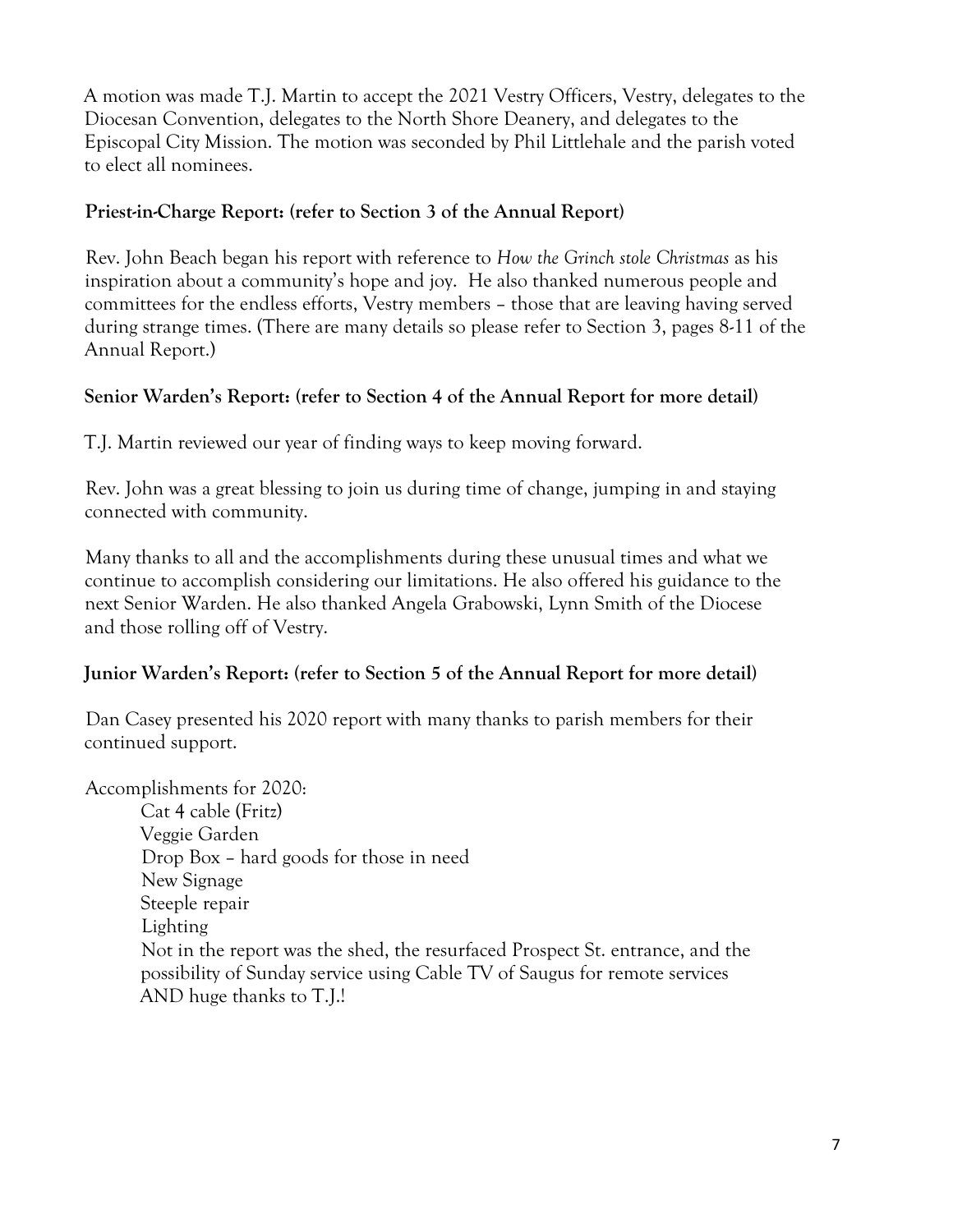A motion was made T.J. Martin to accept the 2021 Vestry Officers, Vestry, delegates to the Diocesan Convention, delegates to the North Shore Deanery, and delegates to the Episcopal City Mission. The motion was seconded by Phil Littlehale and the parish voted to elect all nominees.

**Priest-in-Charge Report: (refer to Section 3 of the Annual Report)**

Rev. John Beach began his report with reference to *How the Grinch stole Christmas* as his inspiration about a community's hope and joy. He also thanked numerous people and committees for the endless efforts, Vestry members – those that are leaving having served during strange times. (There are many details so please refer to Section 3, pages 8-11 of the Annual Report.)

**Senior Warden's Report: (refer to Section 4 of the Annual Report for more detail)**

T.J. Martin reviewed our year of finding ways to keep moving forward.

Rev. John was a great blessing to join us during time of change, jumping in and staying connected with community.

Many thanks to all and the accomplishments during these unusual times and what we continue to accomplish considering our limitations. He also offered his guidance to the next Senior Warden. He also thanked Angela Grabowski, Lynn Smith of the Diocese and those rolling off of Vestry.

**Junior Warden's Report: (refer to Section 5 of the Annual Report for more detail)**

Dan Casey presented his 2020 report with many thanks to parish members for their continued support.

Accomplishments for 2020:

- Cat 4 cable (Fritz)
- Veggie Garden
- Drop Box – hard goods for those in need
- New Signage
- Steeple repair
- Lighting
- Not in the report was the shed, the resurfaced Prospect St. entrance, and the possibility of Sunday service using Cable TV of Saugus for remote services AND huge thanks to T.J.!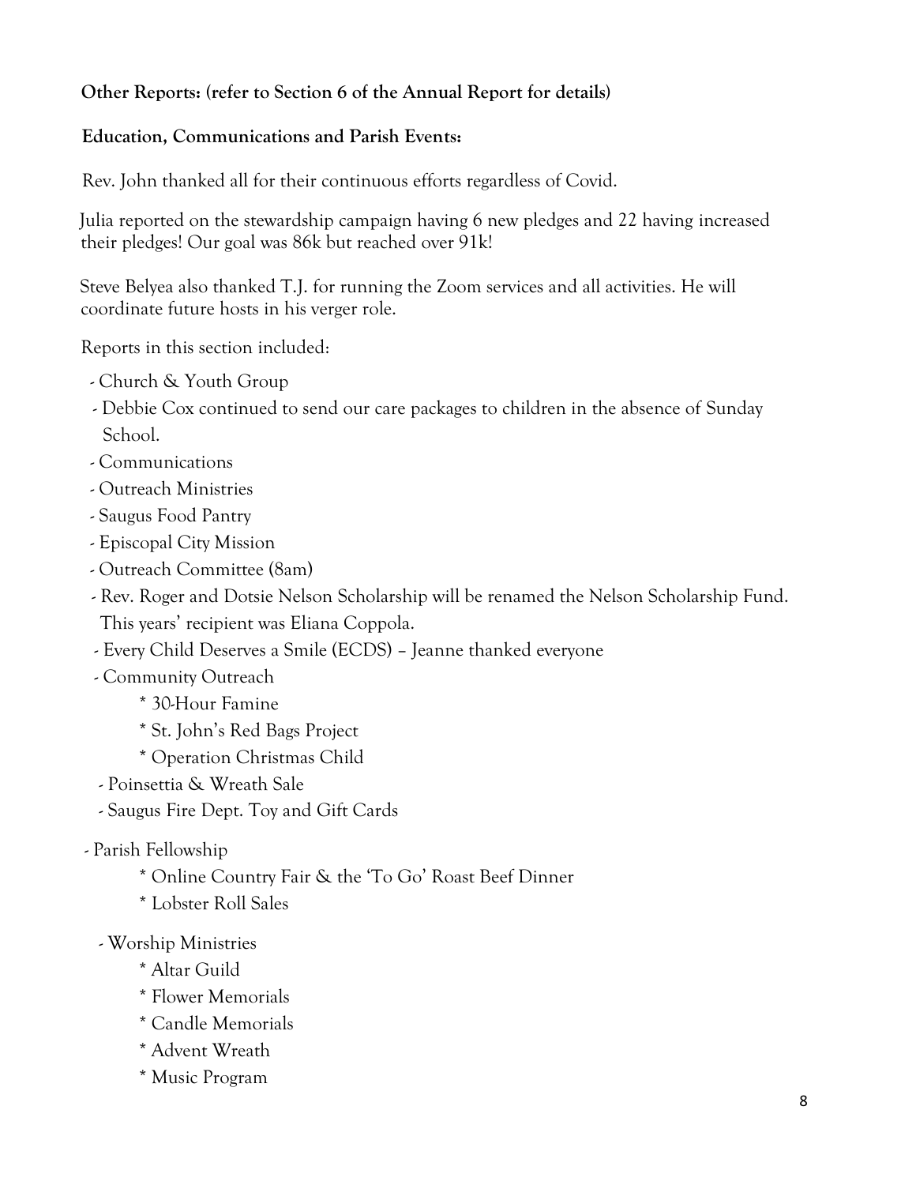**Other Reports: (refer to Section 6 of the Annual Report for details)**

**Education, Communications and Parish Events:**

Rev. John thanked all for their continuous efforts regardless of Covid.

Julia reported on the stewardship campaign having 6 new pledges and 22 having increased their pledges! Our goal was 86k but reached over 91k!

Steve Belyea also thanked T.J. for running the Zoom services and all activities. He will coordinate future hosts in his verger role.

Reports in this section included:

- Church & Youth Group
- Debbie Cox continued to send our care packages to children in the absence of Sunday School.
- Communications
- Outreach Ministries
- Saugus Food Pantry
- Episcopal City Mission
- Outreach Committee (8am)
- Rev. Roger and Dotsie Nelson Scholarship will be renamed the Nelson Scholarship Fund. This years' recipient was Eliana Coppola.
- Every Child Deserves a Smile (ECDS) – Jeanne thanked everyone
- Community Outreach
    * 30-Hour Famine
    * St. John's Red Bags Project
    * Operation Christmas Child
- Poinsettia & Wreath Sale
- Saugus Fire Dept. Toy and Gift Cards

- Parish Fellowship
    * Online Country Fair & the 'To Go' Roast Beef Dinner
    * Lobster Roll Sales

- Worship Ministries
    * Altar Guild
    * Flower Memorials
    * Candle Memorials
    * Advent Wreath
    * Music Program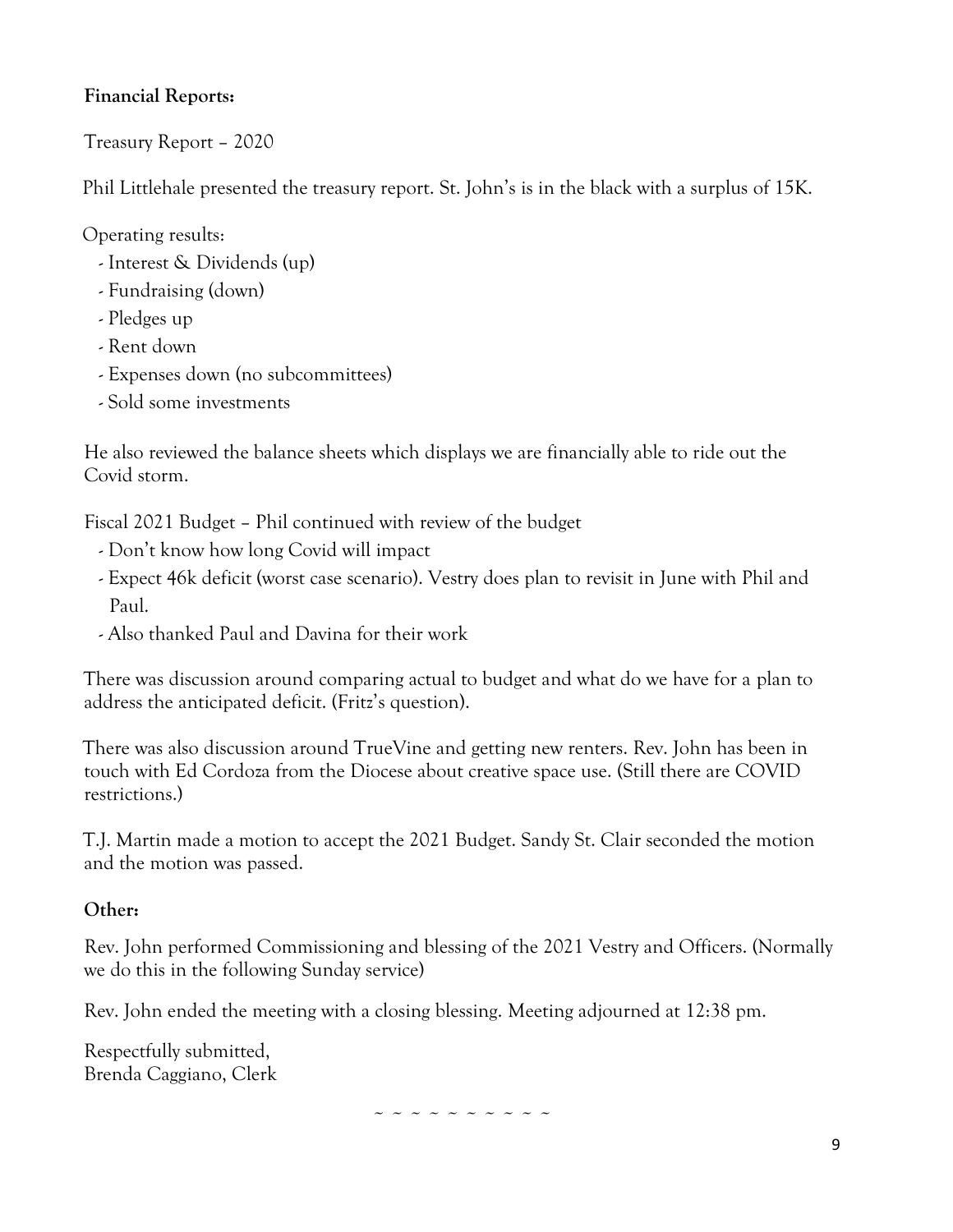**Financial Reports:**

Treasury Report – 2020

Phil Littlehale presented the treasury report. St. John's is in the black with a surplus of 15K.

Operating results:

- Interest & Dividends (up)
- Fundraising (down)
- Pledges up
- Rent down
- Expenses down (no subcommittees)
- Sold some investments

He also reviewed the balance sheets which displays we are financially able to ride out the Covid storm.

Fiscal 2021 Budget – Phil continued with review of the budget

- Don't know how long Covid will impact
- Expect 46k deficit (worst case scenario). Vestry does plan to revisit in June with Phil and Paul.
- Also thanked Paul and Davina for their work

There was discussion around comparing actual to budget and what do we have for a plan to address the anticipated deficit. (Fritz's question).

There was also discussion around TrueVine and getting new renters. Rev. John has been in touch with Ed Cordoza from the Diocese about creative space use. (Still there are COVID restrictions.)

T.J. Martin made a motion to accept the 2021 Budget. Sandy St. Clair seconded the motion and the motion was passed.

**Other:**

Rev. John performed Commissioning and blessing of the 2021 Vestry and Officers. (Normally we do this in the following Sunday service)

Rev. John ended the meeting with a closing blessing. Meeting adjourned at 12:38 pm.

Respectfully submitted,
Brenda Caggiano, Clerk

~ ~ ~ ~ ~ ~ ~ ~ ~ ~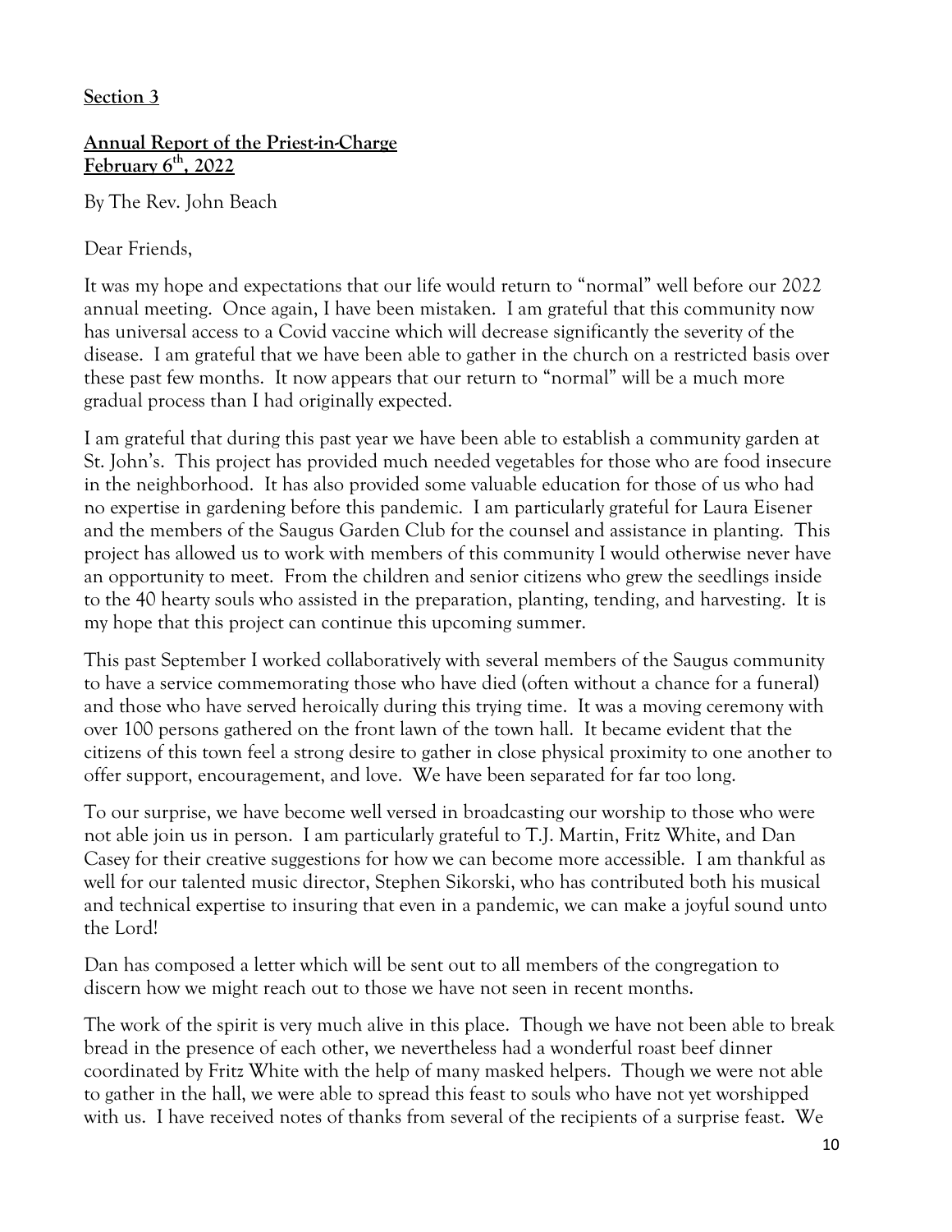**Section 3**

**Annual Report of the Priest-in-Charge**
**February 6th, 2022**

By The Rev. John Beach

Dear Friends,

It was my hope and expectations that our life would return to "normal" well before our 2022 annual meeting. Once again, I have been mistaken. I am grateful that this community now has universal access to a Covid vaccine which will decrease significantly the severity of the disease. I am grateful that we have been able to gather in the church on a restricted basis over these past few months. It now appears that our return to "normal" will be a much more gradual process than I had originally expected.

I am grateful that during this past year we have been able to establish a community garden at St. John's. This project has provided much needed vegetables for those who are food insecure in the neighborhood. It has also provided some valuable education for those of us who had no expertise in gardening before this pandemic. I am particularly grateful for Laura Eisener and the members of the Saugus Garden Club for the counsel and assistance in planting. This project has allowed us to work with members of this community I would otherwise never have an opportunity to meet. From the children and senior citizens who grew the seedlings inside to the 40 hearty souls who assisted in the preparation, planting, tending, and harvesting. It is my hope that this project can continue this upcoming summer.

This past September I worked collaboratively with several members of the Saugus community to have a service commemorating those who have died (often without a chance for a funeral) and those who have served heroically during this trying time. It was a moving ceremony with over 100 persons gathered on the front lawn of the town hall. It became evident that the citizens of this town feel a strong desire to gather in close physical proximity to one another to offer support, encouragement, and love. We have been separated for far too long.

To our surprise, we have become well versed in broadcasting our worship to those who were not able join us in person. I am particularly grateful to T.J. Martin, Fritz White, and Dan Casey for their creative suggestions for how we can become more accessible. I am thankful as well for our talented music director, Stephen Sikorski, who has contributed both his musical and technical expertise to insuring that even in a pandemic, we can make a joyful sound unto the Lord!

Dan has composed a letter which will be sent out to all members of the congregation to discern how we might reach out to those we have not seen in recent months.

The work of the spirit is very much alive in this place. Though we have not been able to break bread in the presence of each other, we nevertheless had a wonderful roast beef dinner coordinated by Fritz White with the help of many masked helpers. Though we were not able to gather in the hall, we were able to spread this feast to souls who have not yet worshipped with us. I have received notes of thanks from several of the recipients of a surprise feast. We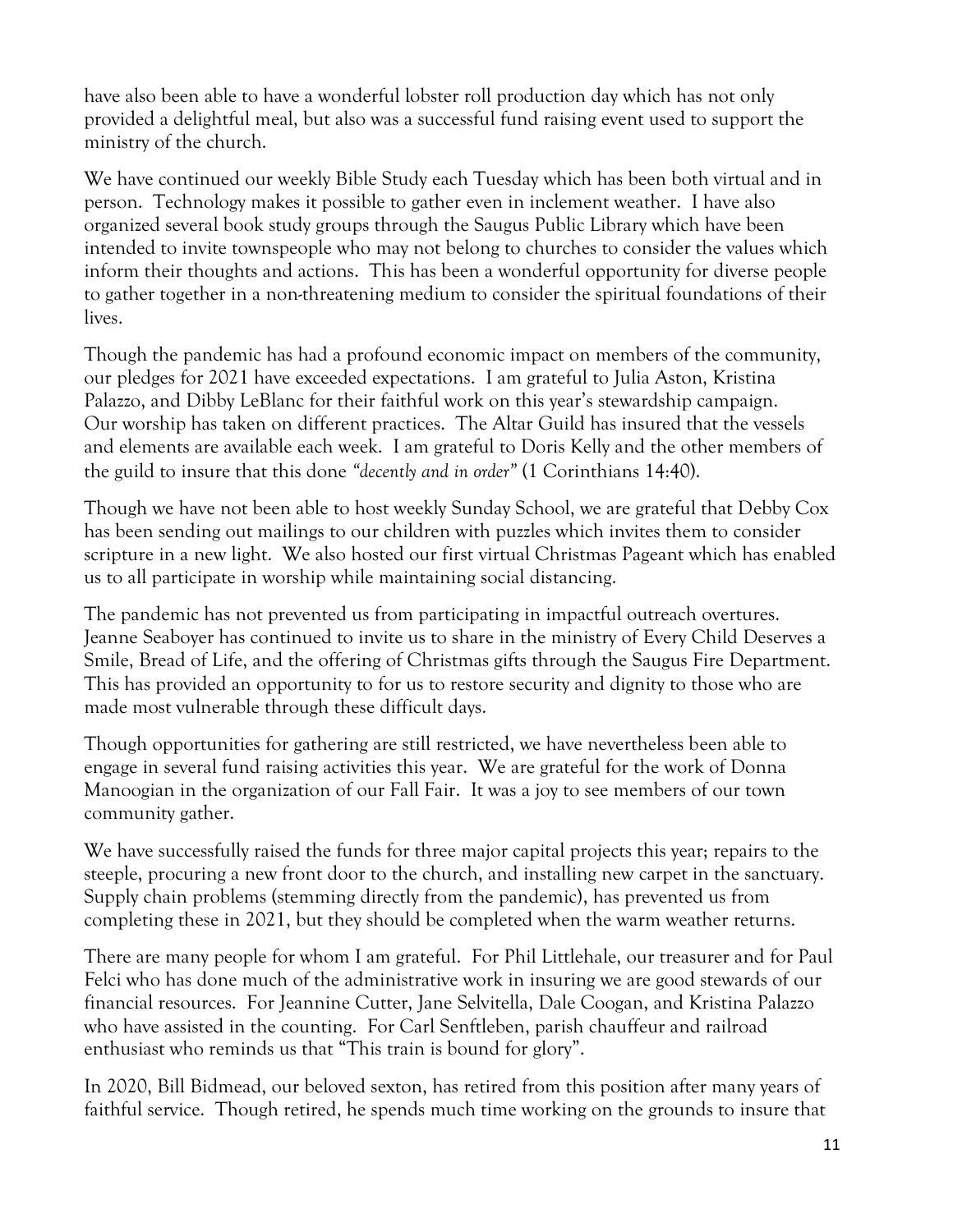have also been able to have a wonderful lobster roll production day which has not only provided a delightful meal, but also was a successful fund raising event used to support the ministry of the church.

We have continued our weekly Bible Study each Tuesday which has been both virtual and in person. Technology makes it possible to gather even in inclement weather. I have also organized several book study groups through the Saugus Public Library which have been intended to invite townspeople who may not belong to churches to consider the values which inform their thoughts and actions. This has been a wonderful opportunity for diverse people to gather together in a non-threatening medium to consider the spiritual foundations of their lives.

Though the pandemic has had a profound economic impact on members of the community, our pledges for 2021 have exceeded expectations. I am grateful to Julia Aston, Kristina Palazzo, and Dibby LeBlanc for their faithful work on this year's stewardship campaign. Our worship has taken on different practices. The Altar Guild has insured that the vessels and elements are available each week. I am grateful to Doris Kelly and the other members of the guild to insure that this done *"decently and in order"* (1 Corinthians 14:40).

Though we have not been able to host weekly Sunday School, we are grateful that Debby Cox has been sending out mailings to our children with puzzles which invites them to consider scripture in a new light. We also hosted our first virtual Christmas Pageant which has enabled us to all participate in worship while maintaining social distancing.

The pandemic has not prevented us from participating in impactful outreach overtures. Jeanne Seaboyer has continued to invite us to share in the ministry of Every Child Deserves a Smile, Bread of Life, and the offering of Christmas gifts through the Saugus Fire Department. This has provided an opportunity to for us to restore security and dignity to those who are made most vulnerable through these difficult days.

Though opportunities for gathering are still restricted, we have nevertheless been able to engage in several fund raising activities this year. We are grateful for the work of Donna Manoogian in the organization of our Fall Fair. It was a joy to see members of our town community gather.

We have successfully raised the funds for three major capital projects this year; repairs to the steeple, procuring a new front door to the church, and installing new carpet in the sanctuary. Supply chain problems (stemming directly from the pandemic), has prevented us from completing these in 2021, but they should be completed when the warm weather returns.

There are many people for whom I am grateful. For Phil Littlehale, our treasurer and for Paul Felci who has done much of the administrative work in insuring we are good stewards of our financial resources. For Jeannine Cutter, Jane Selvitella, Dale Coogan, and Kristina Palazzo who have assisted in the counting. For Carl Senftleben, parish chauffeur and railroad enthusiast who reminds us that "This train is bound for glory".

In 2020, Bill Bidmead, our beloved sexton, has retired from this position after many years of faithful service. Though retired, he spends much time working on the grounds to insure that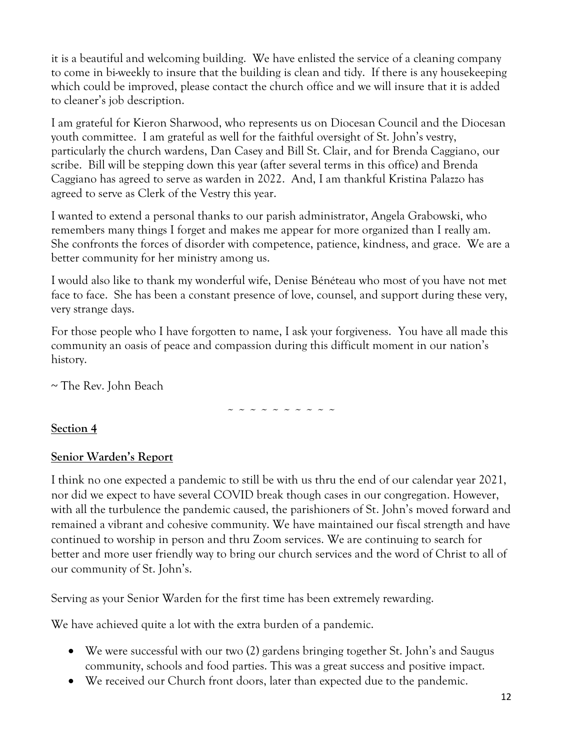it is a beautiful and welcoming building. We have enlisted the service of a cleaning company to come in bi-weekly to insure that the building is clean and tidy. If there is any housekeeping which could be improved, please contact the church office and we will insure that it is added to cleaner's job description.

I am grateful for Kieron Sharwood, who represents us on Diocesan Council and the Diocesan youth committee. I am grateful as well for the faithful oversight of St. John's vestry, particularly the church wardens, Dan Casey and Bill St. Clair, and for Brenda Caggiano, our scribe. Bill will be stepping down this year (after several terms in this office) and Brenda Caggiano has agreed to serve as warden in 2022. And, I am thankful Kristina Palazzo has agreed to serve as Clerk of the Vestry this year.

I wanted to extend a personal thanks to our parish administrator, Angela Grabowski, who remembers many things I forget and makes me appear for more organized than I really am. She confronts the forces of disorder with competence, patience, kindness, and grace. We are a better community for her ministry among us.

I would also like to thank my wonderful wife, Denise Bénéteau who most of you have not met face to face. She has been a constant presence of love, counsel, and support during these very, very strange days.

For those people who I have forgotten to name, I ask your forgiveness. You have all made this community an oasis of peace and compassion during this difficult moment in our nation's history.

~ The Rev. John Beach

~ ~ ~ ~ ~ ~ ~ ~ ~ ~

## Section 4

## Senior Warden's Report

I think no one expected a pandemic to still be with us thru the end of our calendar year 2021, nor did we expect to have several COVID break though cases in our congregation. However, with all the turbulence the pandemic caused, the parishioners of St. John's moved forward and remained a vibrant and cohesive community. We have maintained our fiscal strength and have continued to worship in person and thru Zoom services. We are continuing to search for better and more user friendly way to bring our church services and the word of Christ to all of our community of St. John's.

Serving as your Senior Warden for the first time has been extremely rewarding.

We have achieved quite a lot with the extra burden of a pandemic.

- We were successful with our two (2) gardens bringing together St. John's and Saugus community, schools and food parties. This was a great success and positive impact.
- We received our Church front doors, later than expected due to the pandemic.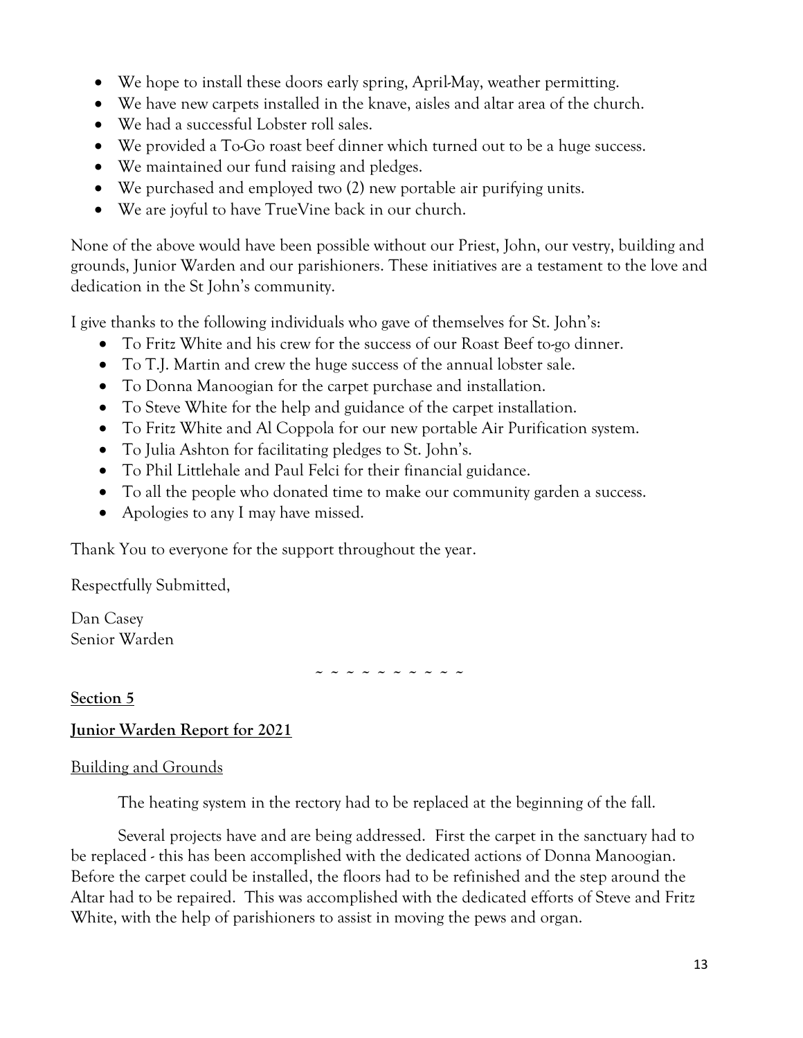- We hope to install these doors early spring, April-May, weather permitting.
- We have new carpets installed in the knave, aisles and altar area of the church.
- We had a successful Lobster roll sales.
- We provided a To-Go roast beef dinner which turned out to be a huge success.
- We maintained our fund raising and pledges.
- We purchased and employed two (2) new portable air purifying units.
- We are joyful to have TrueVine back in our church.

None of the above would have been possible without our Priest, John, our vestry, building and grounds, Junior Warden and our parishioners. These initiatives are a testament to the love and dedication in the St John's community.

I give thanks to the following individuals who gave of themselves for St. John's:

- To Fritz White and his crew for the success of our Roast Beef to-go dinner.
- To T.J. Martin and crew the huge success of the annual lobster sale.
- To Donna Manoogian for the carpet purchase and installation.
- To Steve White for the help and guidance of the carpet installation.
- To Fritz White and Al Coppola for our new portable Air Purification system.
- To Julia Ashton for facilitating pledges to St. John's.
- To Phil Littlehale and Paul Felci for their financial guidance.
- To all the people who donated time to make our community garden a success.
- Apologies to any I may have missed.

Thank You to everyone for the support throughout the year.

Respectfully Submitted,

Dan Casey
Senior Warden

~ ~ ~ ~ ~ ~ ~ ~ ~ ~

## Section 5

## Junior Warden Report for 2021

### Building and Grounds

The heating system in the rectory had to be replaced at the beginning of the fall.

Several projects have and are being addressed. First the carpet in the sanctuary had to be replaced - this has been accomplished with the dedicated actions of Donna Manoogian. Before the carpet could be installed, the floors had to be refinished and the step around the Altar had to be repaired. This was accomplished with the dedicated efforts of Steve and Fritz White, with the help of parishioners to assist in moving the pews and organ.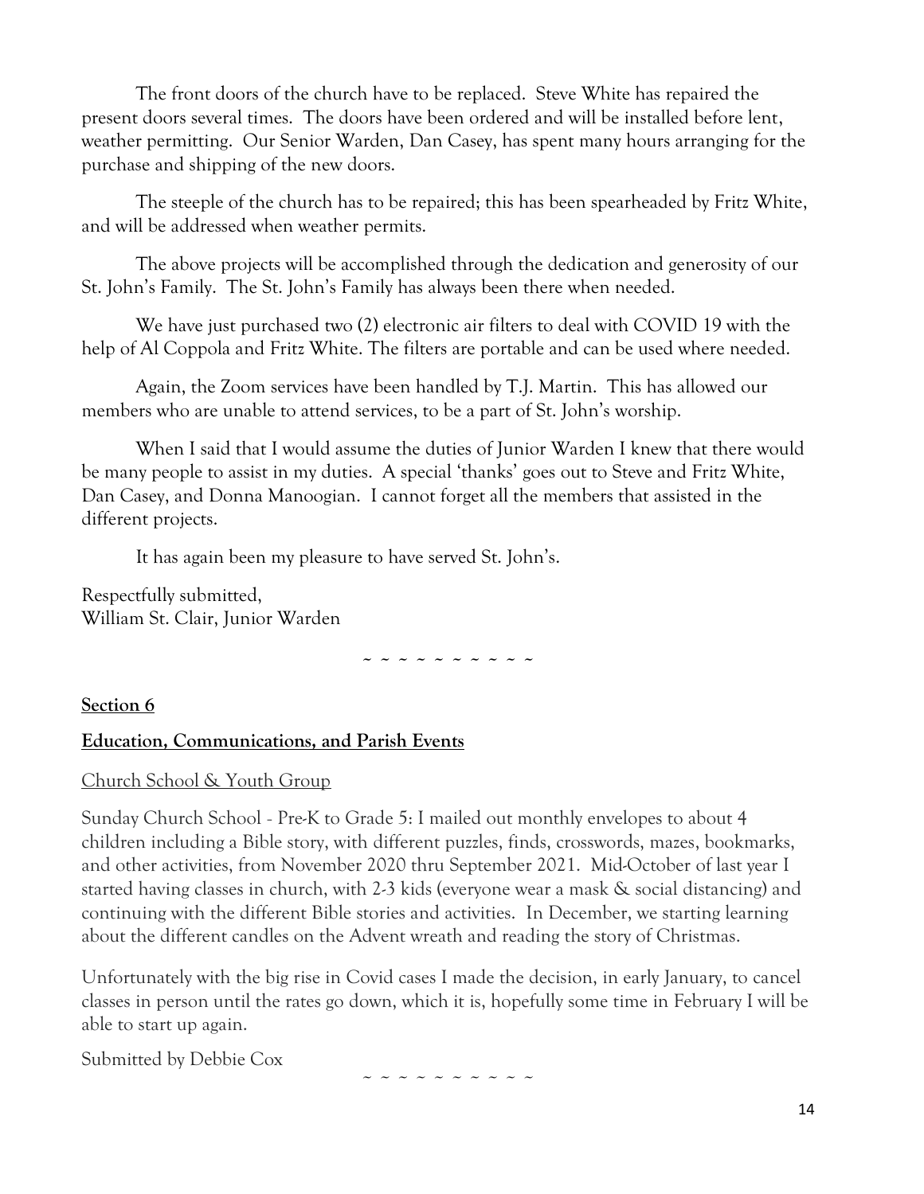The front doors of the church have to be replaced. Steve White has repaired the present doors several times. The doors have been ordered and will be installed before lent, weather permitting. Our Senior Warden, Dan Casey, has spent many hours arranging for the purchase and shipping of the new doors.

The steeple of the church has to be repaired; this has been spearheaded by Fritz White, and will be addressed when weather permits.

The above projects will be accomplished through the dedication and generosity of our St. John's Family. The St. John's Family has always been there when needed.

We have just purchased two (2) electronic air filters to deal with COVID 19 with the help of Al Coppola and Fritz White. The filters are portable and can be used where needed.

Again, the Zoom services have been handled by T.J. Martin. This has allowed our members who are unable to attend services, to be a part of St. John's worship.

When I said that I would assume the duties of Junior Warden I knew that there would be many people to assist in my duties. A special 'thanks' goes out to Steve and Fritz White, Dan Casey, and Donna Manoogian. I cannot forget all the members that assisted in the different projects.

It has again been my pleasure to have served St. John's.

Respectfully submitted,
William St. Clair, Junior Warden

~ ~ ~ ~ ~ ~ ~ ~ ~ ~

**Section 6**

**Education, Communications, and Parish Events**

Church School & Youth Group

Sunday Church School - Pre-K to Grade 5: I mailed out monthly envelopes to about 4 children including a Bible story, with different puzzles, finds, crosswords, mazes, bookmarks, and other activities, from November 2020 thru September 2021. Mid-October of last year I started having classes in church, with 2-3 kids (everyone wear a mask & social distancing) and continuing with the different Bible stories and activities. In December, we starting learning about the different candles on the Advent wreath and reading the story of Christmas.

Unfortunately with the big rise in Covid cases I made the decision, in early January, to cancel classes in person until the rates go down, which it is, hopefully some time in February I will be able to start up again.

Submitted by Debbie Cox

~ ~ ~ ~ ~ ~ ~ ~ ~ ~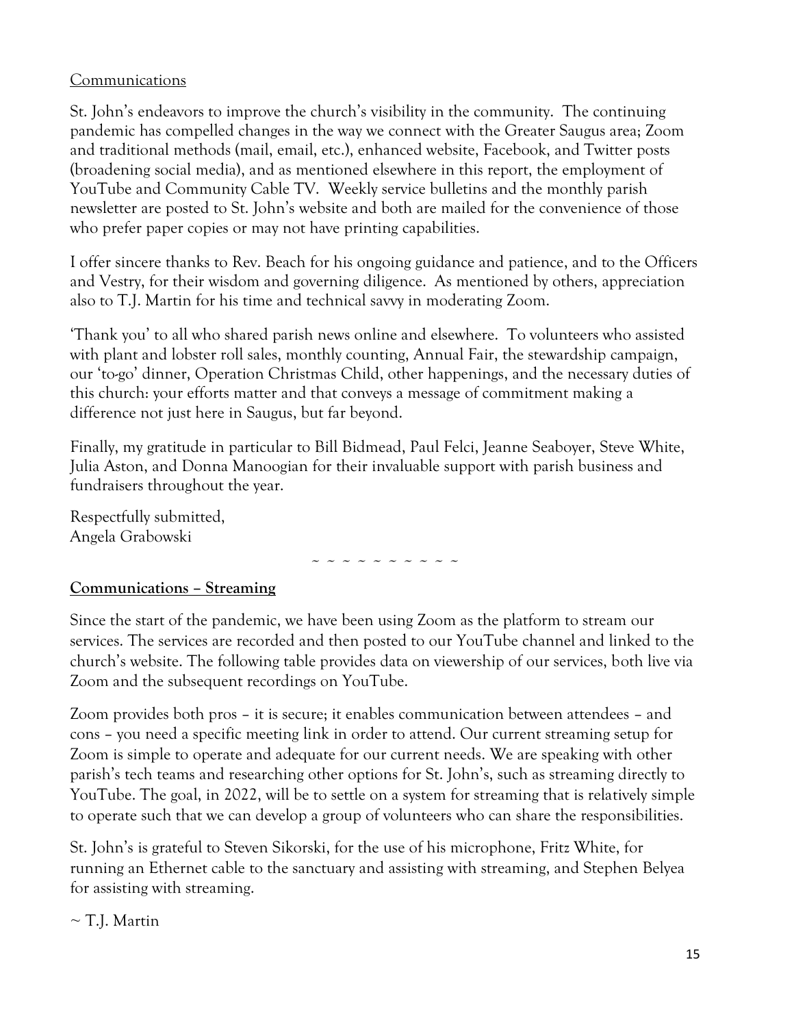## Communications

St. John's endeavors to improve the church's visibility in the community. The continuing pandemic has compelled changes in the way we connect with the Greater Saugus area; Zoom and traditional methods (mail, email, etc.), enhanced website, Facebook, and Twitter posts (broadening social media), and as mentioned elsewhere in this report, the employment of YouTube and Community Cable TV. Weekly service bulletins and the monthly parish newsletter are posted to St. John's website and both are mailed for the convenience of those who prefer paper copies or may not have printing capabilities.

I offer sincere thanks to Rev. Beach for his ongoing guidance and patience, and to the Officers and Vestry, for their wisdom and governing diligence. As mentioned by others, appreciation also to T.J. Martin for his time and technical savvy in moderating Zoom.

'Thank you' to all who shared parish news online and elsewhere. To volunteers who assisted with plant and lobster roll sales, monthly counting, Annual Fair, the stewardship campaign, our 'to-go' dinner, Operation Christmas Child, other happenings, and the necessary duties of this church: your efforts matter and that conveys a message of commitment making a difference not just here in Saugus, but far beyond.

Finally, my gratitude in particular to Bill Bidmead, Paul Felci, Jeanne Seaboyer, Steve White, Julia Aston, and Donna Manoogian for their invaluable support with parish business and fundraisers throughout the year.

Respectfully submitted,
Angela Grabowski

~ ~ ~ ~ ~ ~ ~ ~ ~ ~

## Communications – Streaming

Since the start of the pandemic, we have been using Zoom as the platform to stream our services. The services are recorded and then posted to our YouTube channel and linked to the church's website. The following table provides data on viewership of our services, both live via Zoom and the subsequent recordings on YouTube.

Zoom provides both pros – it is secure; it enables communication between attendees – and cons – you need a specific meeting link in order to attend. Our current streaming setup for Zoom is simple to operate and adequate for our current needs. We are speaking with other parish's tech teams and researching other options for St. John's, such as streaming directly to YouTube. The goal, in 2022, will be to settle on a system for streaming that is relatively simple to operate such that we can develop a group of volunteers who can share the responsibilities.

St. John's is grateful to Steven Sikorski, for the use of his microphone, Fritz White, for running an Ethernet cable to the sanctuary and assisting with streaming, and Stephen Belyea for assisting with streaming.

~ T.J. Martin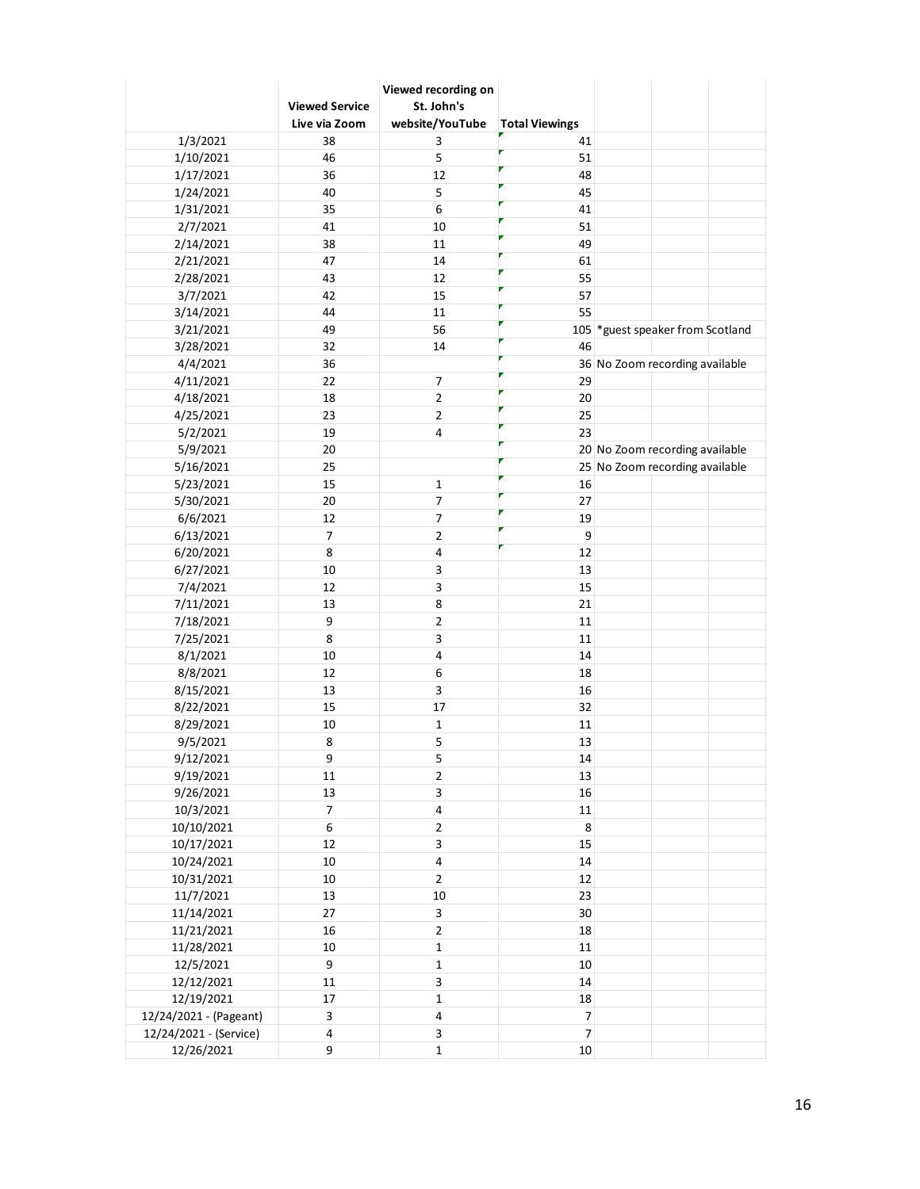| | Viewed Service Live via Zoom | Viewed recording on St. John's website/YouTube | Total Viewings | |
|---|---|---|---|---|
| 1/3/2021 | 38 | 3 | 41 | |
| 1/10/2021 | 46 | 5 | 51 | |
| 1/17/2021 | 36 | 12 | 48 | |
| 1/24/2021 | 40 | 5 | 45 | |
| 1/31/2021 | 35 | 6 | 41 | |
| 2/7/2021 | 41 | 10 | 51 | |
| 2/14/2021 | 38 | 11 | 49 | |
| 2/21/2021 | 47 | 14 | 61 | |
| 2/28/2021 | 43 | 12 | 55 | |
| 3/7/2021 | 42 | 15 | 57 | |
| 3/14/2021 | 44 | 11 | 55 | |
| 3/21/2021 | 49 | 56 | 105 | *guest speaker from Scotland |
| 3/28/2021 | 32 | 14 | 46 | |
| 4/4/2021 | 36 | | 36 | No Zoom recording available |
| 4/11/2021 | 22 | 7 | 29 | |
| 4/18/2021 | 18 | 2 | 20 | |
| 4/25/2021 | 23 | 2 | 25 | |
| 5/2/2021 | 19 | 4 | 23 | |
| 5/9/2021 | 20 | | 20 | No Zoom recording available |
| 5/16/2021 | 25 | | 25 | No Zoom recording available |
| 5/23/2021 | 15 | 1 | 16 | |
| 5/30/2021 | 20 | 7 | 27 | |
| 6/6/2021 | 12 | 7 | 19 | |
| 6/13/2021 | 7 | 2 | 9 | |
| 6/20/2021 | 8 | 4 | 12 | |
| 6/27/2021 | 10 | 3 | 13 | |
| 7/4/2021 | 12 | 3 | 15 | |
| 7/11/2021 | 13 | 8 | 21 | |
| 7/18/2021 | 9 | 2 | 11 | |
| 7/25/2021 | 8 | 3 | 11 | |
| 8/1/2021 | 10 | 4 | 14 | |
| 8/8/2021 | 12 | 6 | 18 | |
| 8/15/2021 | 13 | 3 | 16 | |
| 8/22/2021 | 15 | 17 | 32 | |
| 8/29/2021 | 10 | 1 | 11 | |
| 9/5/2021 | 8 | 5 | 13 | |
| 9/12/2021 | 9 | 5 | 14 | |
| 9/19/2021 | 11 | 2 | 13 | |
| 9/26/2021 | 13 | 3 | 16 | |
| 10/3/2021 | 7 | 4 | 11 | |
| 10/10/2021 | 6 | 2 | 8 | |
| 10/17/2021 | 12 | 3 | 15 | |
| 10/24/2021 | 10 | 4 | 14 | |
| 10/31/2021 | 10 | 2 | 12 | |
| 11/7/2021 | 13 | 10 | 23 | |
| 11/14/2021 | 27 | 3 | 30 | |
| 11/21/2021 | 16 | 2 | 18 | |
| 11/28/2021 | 10 | 1 | 11 | |
| 12/5/2021 | 9 | 1 | 10 | |
| 12/12/2021 | 11 | 3 | 14 | |
| 12/19/2021 | 17 | 1 | 18 | |
| 12/24/2021 - (Pageant) | 3 | 4 | 7 | |
| 12/24/2021 - (Service) | 4 | 3 | 7 | |
| 12/26/2021 | 9 | 1 | 10 | |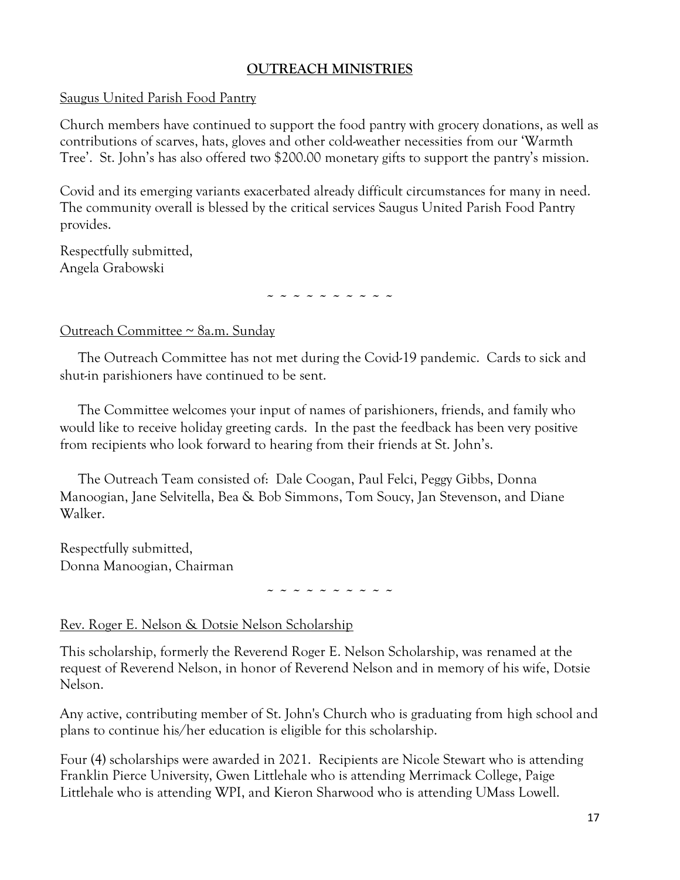## OUTREACH MINISTRIES

Saugus United Parish Food Pantry

Church members have continued to support the food pantry with grocery donations, as well as contributions of scarves, hats, gloves and other cold-weather necessities from our 'Warmth Tree'. St. John's has also offered two $200.00 monetary gifts to support the pantry's mission.

Covid and its emerging variants exacerbated already difficult circumstances for many in need. The community overall is blessed by the critical services Saugus United Parish Food Pantry provides.

Respectfully submitted,
Angela Grabowski

~ ~ ~ ~ ~ ~ ~ ~ ~ ~

Outreach Committee ~ 8a.m. Sunday

The Outreach Committee has not met during the Covid-19 pandemic. Cards to sick and shut-in parishioners have continued to be sent.

The Committee welcomes your input of names of parishioners, friends, and family who would like to receive holiday greeting cards. In the past the feedback has been very positive from recipients who look forward to hearing from their friends at St. John's.

The Outreach Team consisted of: Dale Coogan, Paul Felci, Peggy Gibbs, Donna Manoogian, Jane Selvitella, Bea & Bob Simmons, Tom Soucy, Jan Stevenson, and Diane Walker.

Respectfully submitted,
Donna Manoogian, Chairman

~ ~ ~ ~ ~ ~ ~ ~ ~ ~

Rev. Roger E. Nelson & Dotsie Nelson Scholarship

This scholarship, formerly the Reverend Roger E. Nelson Scholarship, was renamed at the request of Reverend Nelson, in honor of Reverend Nelson and in memory of his wife, Dotsie Nelson.

Any active, contributing member of St. John's Church who is graduating from high school and plans to continue his/her education is eligible for this scholarship.

Four (4) scholarships were awarded in 2021. Recipients are Nicole Stewart who is attending Franklin Pierce University, Gwen Littlehale who is attending Merrimack College, Paige Littlehale who is attending WPI, and Kieron Sharwood who is attending UMass Lowell.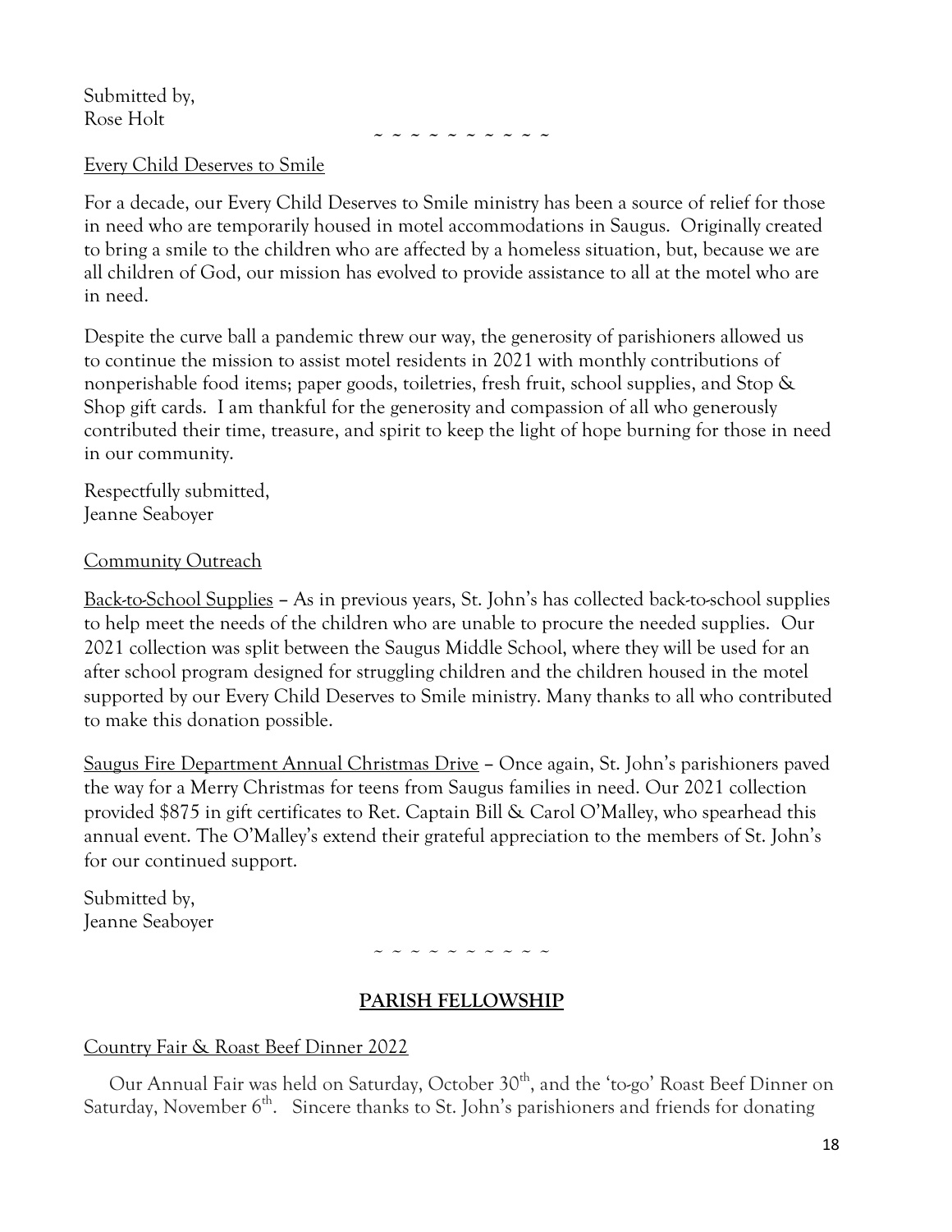Submitted by,
Rose Holt

~ ~ ~ ~ ~ ~ ~ ~ ~ ~

Every Child Deserves to Smile

For a decade, our Every Child Deserves to Smile ministry has been a source of relief for those in need who are temporarily housed in motel accommodations in Saugus. Originally created to bring a smile to the children who are affected by a homeless situation, but, because we are all children of God, our mission has evolved to provide assistance to all at the motel who are in need.

Despite the curve ball a pandemic threw our way, the generosity of parishioners allowed us to continue the mission to assist motel residents in 2021 with monthly contributions of nonperishable food items; paper goods, toiletries, fresh fruit, school supplies, and Stop & Shop gift cards. I am thankful for the generosity and compassion of all who generously contributed their time, treasure, and spirit to keep the light of hope burning for those in need in our community.

Respectfully submitted,
Jeanne Seaboyer

Community Outreach

Back-to-School Supplies – As in previous years, St. John's has collected back-to-school supplies to help meet the needs of the children who are unable to procure the needed supplies. Our 2021 collection was split between the Saugus Middle School, where they will be used for an after school program designed for struggling children and the children housed in the motel supported by our Every Child Deserves to Smile ministry. Many thanks to all who contributed to make this donation possible.

Saugus Fire Department Annual Christmas Drive – Once again, St. John's parishioners paved the way for a Merry Christmas for teens from Saugus families in need. Our 2021 collection provided $875 in gift certificates to Ret. Captain Bill & Carol O'Malley, who spearhead this annual event. The O'Malley's extend their grateful appreciation to the members of St. John's for our continued support.

Submitted by,
Jeanne Seaboyer

~ ~ ~ ~ ~ ~ ~ ~ ~ ~

## PARISH FELLOWSHIP

Country Fair & Roast Beef Dinner 2022

Our Annual Fair was held on Saturday, October 30th, and the 'to-go' Roast Beef Dinner on Saturday, November 6th. Sincere thanks to St. John's parishioners and friends for donating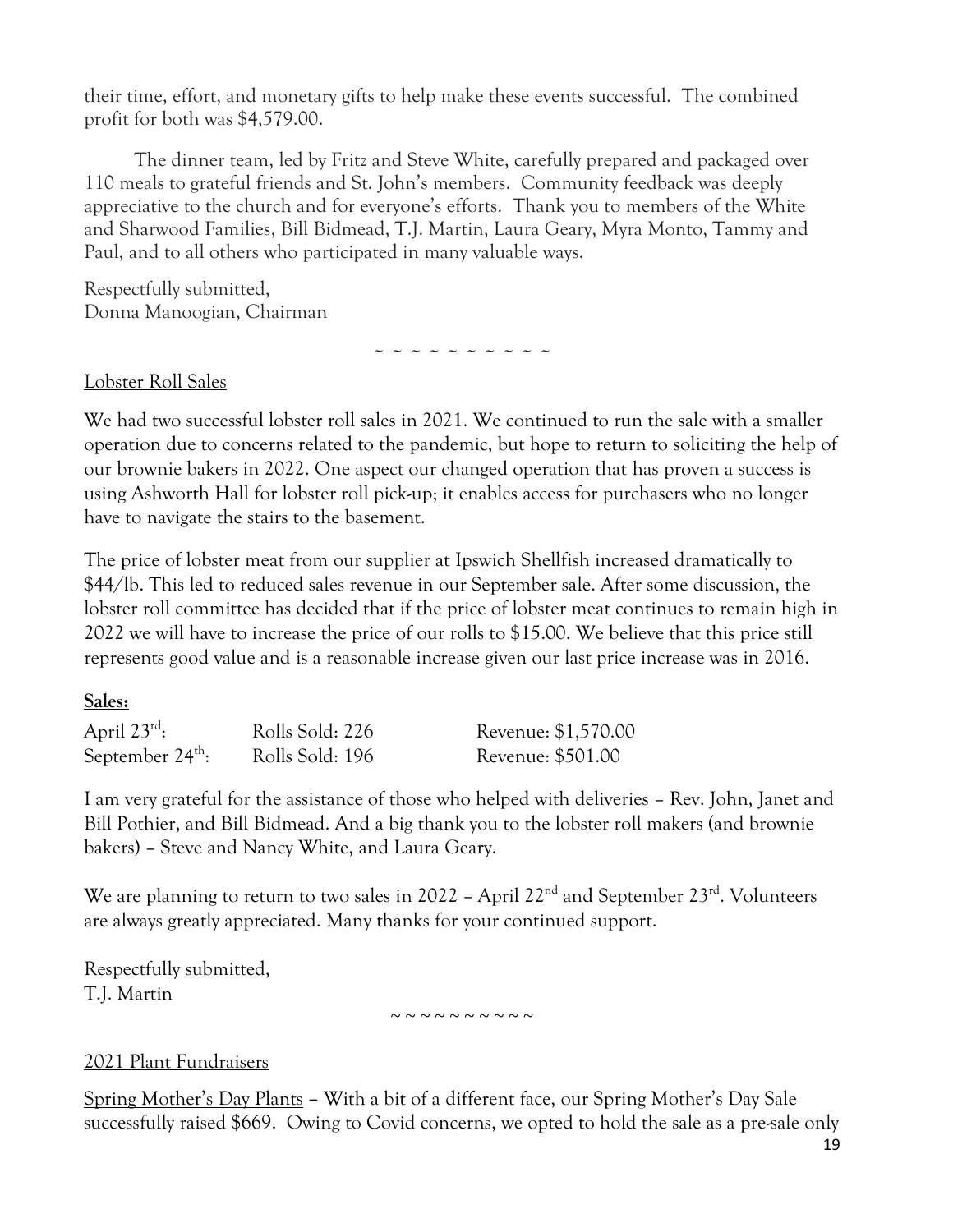their time, effort, and monetary gifts to help make these events successful. The combined profit for both was $4,579.00.

The dinner team, led by Fritz and Steve White, carefully prepared and packaged over 110 meals to grateful friends and St. John's members. Community feedback was deeply appreciative to the church and for everyone's efforts. Thank you to members of the White and Sharwood Families, Bill Bidmead, T.J. Martin, Laura Geary, Myra Monto, Tammy and Paul, and to all others who participated in many valuable ways.

Respectfully submitted,
Donna Manoogian, Chairman

~ ~ ~ ~ ~ ~ ~ ~ ~ ~

## Lobster Roll Sales

We had two successful lobster roll sales in 2021. We continued to run the sale with a smaller operation due to concerns related to the pandemic, but hope to return to soliciting the help of our brownie bakers in 2022. One aspect our changed operation that has proven a success is using Ashworth Hall for lobster roll pick-up; it enables access for purchasers who no longer have to navigate the stairs to the basement.

The price of lobster meat from our supplier at Ipswich Shellfish increased dramatically to $44/lb. This led to reduced sales revenue in our September sale. After some discussion, the lobster roll committee has decided that if the price of lobster meat continues to remain high in 2022 we will have to increase the price of our rolls to $15.00. We believe that this price still represents good value and is a reasonable increase given our last price increase was in 2016.

**Sales:**

| | | |
|---|---|---|
| April 23rd: | Rolls Sold: 226 | Revenue: $1,570.00 |
| September 24th: | Rolls Sold: 196 | Revenue: $501.00 |

I am very grateful for the assistance of those who helped with deliveries – Rev. John, Janet and Bill Pothier, and Bill Bidmead. And a big thank you to the lobster roll makers (and brownie bakers) – Steve and Nancy White, and Laura Geary.

We are planning to return to two sales in 2022 – April 22nd and September 23rd. Volunteers are always greatly appreciated. Many thanks for your continued support.

Respectfully submitted,
T.J. Martin

~ ~ ~ ~ ~ ~ ~ ~ ~ ~

## 2021 Plant Fundraisers

Spring Mother's Day Plants – With a bit of a different face, our Spring Mother's Day Sale successfully raised $669. Owing to Covid concerns, we opted to hold the sale as a pre-sale only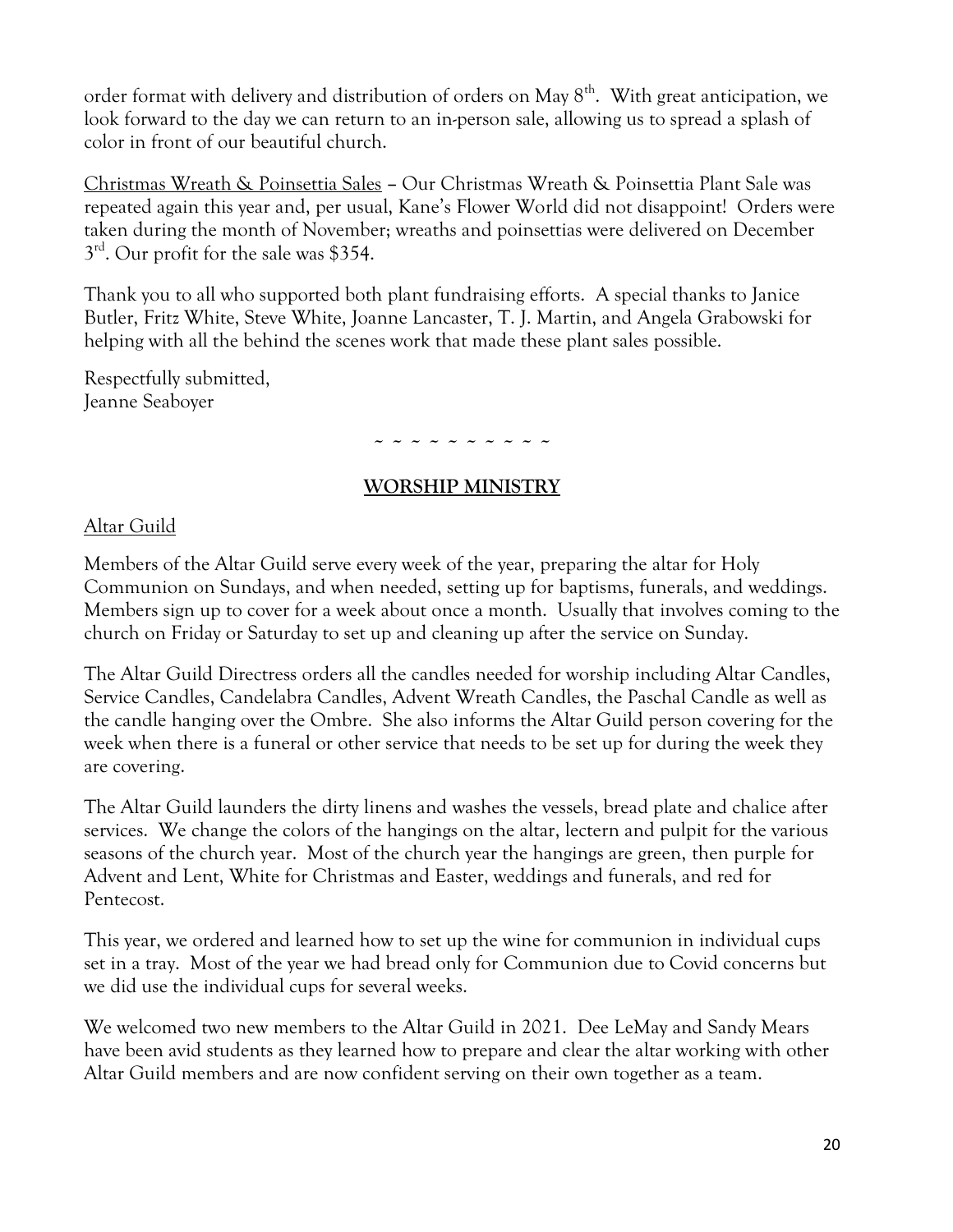order format with delivery and distribution of orders on May 8th. With great anticipation, we look forward to the day we can return to an in-person sale, allowing us to spread a splash of color in front of our beautiful church.

Christmas Wreath & Poinsettia Sales – Our Christmas Wreath & Poinsettia Plant Sale was repeated again this year and, per usual, Kane's Flower World did not disappoint! Orders were taken during the month of November; wreaths and poinsettias were delivered on December 3rd. Our profit for the sale was $354.

Thank you to all who supported both plant fundraising efforts. A special thanks to Janice Butler, Fritz White, Steve White, Joanne Lancaster, T. J. Martin, and Angela Grabowski for helping with all the behind the scenes work that made these plant sales possible.

Respectfully submitted,
Jeanne Seaboyer

~ ~ ~ ~ ~ ~ ~ ~ ~ ~

## WORSHIP MINISTRY

### Altar Guild

Members of the Altar Guild serve every week of the year, preparing the altar for Holy Communion on Sundays, and when needed, setting up for baptisms, funerals, and weddings. Members sign up to cover for a week about once a month. Usually that involves coming to the church on Friday or Saturday to set up and cleaning up after the service on Sunday.

The Altar Guild Directress orders all the candles needed for worship including Altar Candles, Service Candles, Candelabra Candles, Advent Wreath Candles, the Paschal Candle as well as the candle hanging over the Ombre. She also informs the Altar Guild person covering for the week when there is a funeral or other service that needs to be set up for during the week they are covering.

The Altar Guild launders the dirty linens and washes the vessels, bread plate and chalice after services. We change the colors of the hangings on the altar, lectern and pulpit for the various seasons of the church year. Most of the church year the hangings are green, then purple for Advent and Lent, White for Christmas and Easter, weddings and funerals, and red for Pentecost.

This year, we ordered and learned how to set up the wine for communion in individual cups set in a tray. Most of the year we had bread only for Communion due to Covid concerns but we did use the individual cups for several weeks.

We welcomed two new members to the Altar Guild in 2021. Dee LeMay and Sandy Mears have been avid students as they learned how to prepare and clear the altar working with other Altar Guild members and are now confident serving on their own together as a team.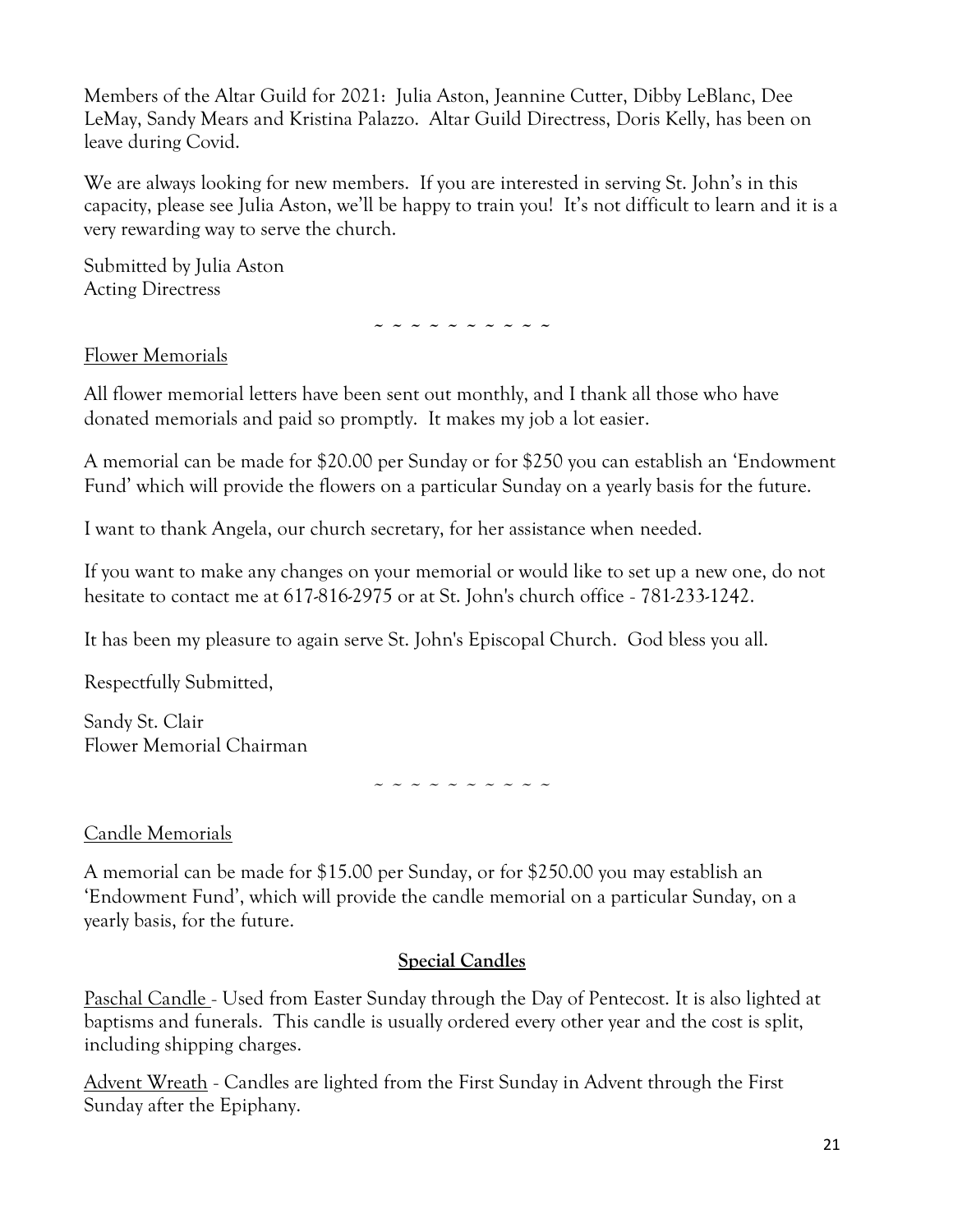Members of the Altar Guild for 2021: Julia Aston, Jeannine Cutter, Dibby LeBlanc, Dee LeMay, Sandy Mears and Kristina Palazzo. Altar Guild Directress, Doris Kelly, has been on leave during Covid.

We are always looking for new members. If you are interested in serving St. John's in this capacity, please see Julia Aston, we'll be happy to train you! It's not difficult to learn and it is a very rewarding way to serve the church.

Submitted by Julia Aston  
Acting Directress

~ ~ ~ ~ ~ ~ ~ ~ ~ ~

Flower Memorials

All flower memorial letters have been sent out monthly, and I thank all those who have donated memorials and paid so promptly. It makes my job a lot easier.

A memorial can be made for $20.00 per Sunday or for $250 you can establish an 'Endowment Fund' which will provide the flowers on a particular Sunday on a yearly basis for the future.

I want to thank Angela, our church secretary, for her assistance when needed.

If you want to make any changes on your memorial or would like to set up a new one, do not hesitate to contact me at 617-816-2975 or at St. John's church office - 781-233-1242.

It has been my pleasure to again serve St. John's Episcopal Church. God bless you all.

Respectfully Submitted,

Sandy St. Clair  
Flower Memorial Chairman

~ ~ ~ ~ ~ ~ ~ ~ ~ ~

Candle Memorials

A memorial can be made for $15.00 per Sunday, or for $250.00 you may establish an 'Endowment Fund', which will provide the candle memorial on a particular Sunday, on a yearly basis, for the future.

**Special Candles**

Paschal Candle - Used from Easter Sunday through the Day of Pentecost. It is also lighted at baptisms and funerals. This candle is usually ordered every other year and the cost is split, including shipping charges.

Advent Wreath - Candles are lighted from the First Sunday in Advent through the First Sunday after the Epiphany.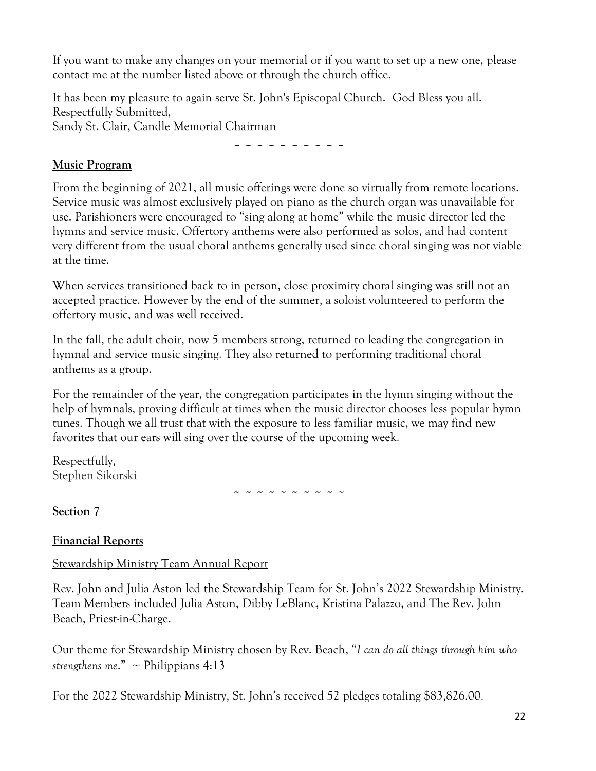If you want to make any changes on your memorial or if you want to set up a new one, please contact me at the number listed above or through the church office.

It has been my pleasure to again serve St. John's Episcopal Church. God Bless you all.
Respectfully Submitted,
Sandy St. Clair, Candle Memorial Chairman

~ ~ ~ ~ ~ ~ ~ ~ ~ ~

**Music Program**

From the beginning of 2021, all music offerings were done so virtually from remote locations. Service music was almost exclusively played on piano as the church organ was unavailable for use. Parishioners were encouraged to "sing along at home" while the music director led the hymns and service music. Offertory anthems were also performed as solos, and had content very different from the usual choral anthems generally used since choral singing was not viable at the time.

When services transitioned back to in person, close proximity choral singing was still not an accepted practice. However by the end of the summer, a soloist volunteered to perform the offertory music, and was well received.

In the fall, the adult choir, now 5 members strong, returned to leading the congregation in hymnal and service music singing. They also returned to performing traditional choral anthems as a group.

For the remainder of the year, the congregation participates in the hymn singing without the help of hymnals, proving difficult at times when the music director chooses less popular hymn tunes. Though we all trust that with the exposure to less familiar music, we may find new favorites that our ears will sing over the course of the upcoming week.

Respectfully,
Stephen Sikorski

~ ~ ~ ~ ~ ~ ~ ~ ~ ~

**Section 7**

**Financial Reports**

Stewardship Ministry Team Annual Report

Rev. John and Julia Aston led the Stewardship Team for St. John's 2022 Stewardship Ministry. Team Members included Julia Aston, Dibby LeBlanc, Kristina Palazzo, and The Rev. John Beach, Priest-in-Charge.

Our theme for Stewardship Ministry chosen by Rev. Beach, "*I can do all things through him who strengthens me*." ~ Philippians 4:13

For the 2022 Stewardship Ministry, St. John's received 52 pledges totaling $83,826.00.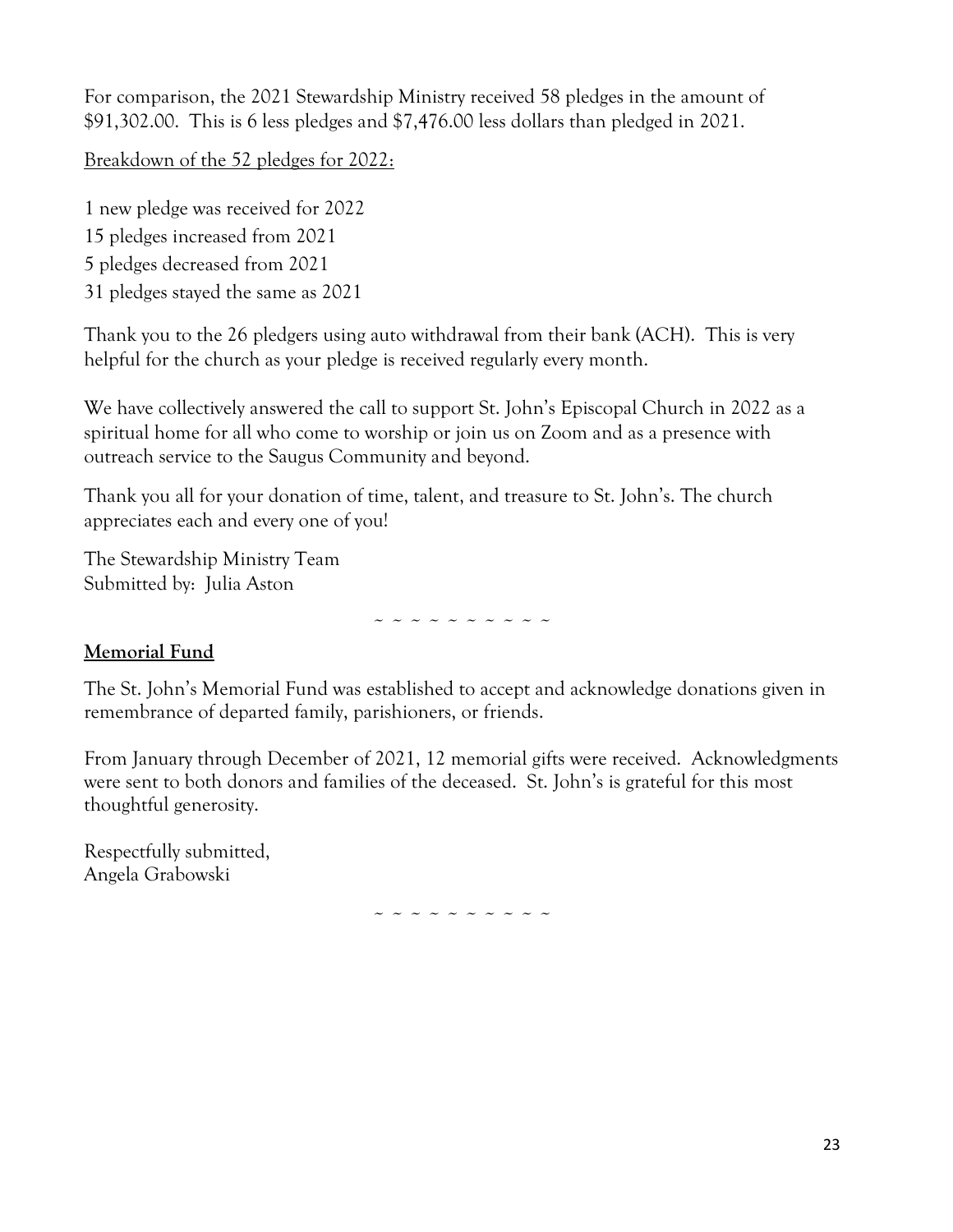For comparison, the 2021 Stewardship Ministry received 58 pledges in the amount of $91,302.00. This is 6 less pledges and $7,476.00 less dollars than pledged in 2021.

<u>Breakdown of the 52 pledges for 2022:</u>

1 new pledge was received for 2022
15 pledges increased from 2021
5 pledges decreased from 2021
31 pledges stayed the same as 2021

Thank you to the 26 pledgers using auto withdrawal from their bank (ACH). This is very helpful for the church as your pledge is received regularly every month.

We have collectively answered the call to support St. John's Episcopal Church in 2022 as a spiritual home for all who come to worship or join us on Zoom and as a presence with outreach service to the Saugus Community and beyond.

Thank you all for your donation of time, talent, and treasure to St. John's. The church appreciates each and every one of you!

The Stewardship Ministry Team
Submitted by: Julia Aston

~ ~ ~ ~ ~ ~ ~ ~ ~ ~

## Memorial Fund

The St. John's Memorial Fund was established to accept and acknowledge donations given in remembrance of departed family, parishioners, or friends.

From January through December of 2021, 12 memorial gifts were received. Acknowledgments were sent to both donors and families of the deceased. St. John's is grateful for this most thoughtful generosity.

Respectfully submitted,
Angela Grabowski

~ ~ ~ ~ ~ ~ ~ ~ ~ ~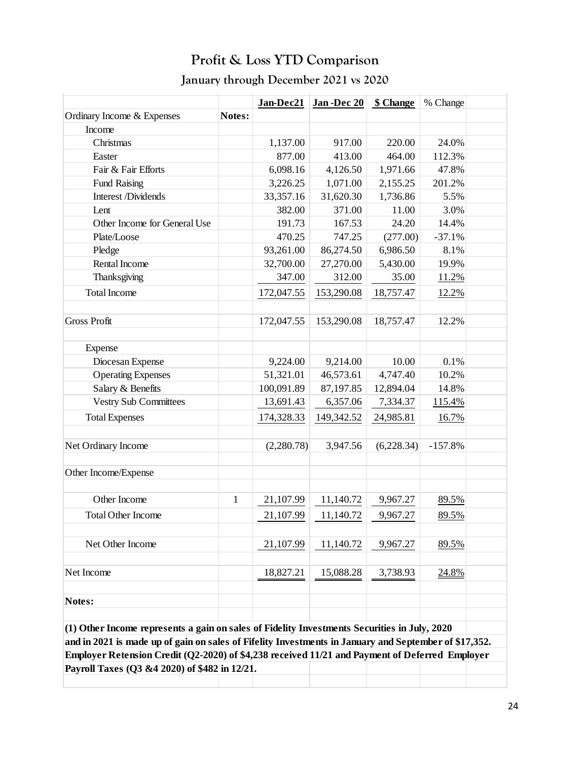# Profit & Loss YTD Comparison

## January through December 2021 vs 2020

| | | Jan-Dec21 | Jan -Dec 20 | $ Change | % Change |
|---|---|---|---|---|---|
| Ordinary Income & Expenses | Notes: | | | | |
| Income | | | | | |
| Christmas | | 1,137.00 | 917.00 | 220.00 | 24.0% |
| Easter | | 877.00 | 413.00 | 464.00 | 112.3% |
| Fair & Fair Efforts | | 6,098.16 | 4,126.50 | 1,971.66 | 47.8% |
| Fund Raising | | 3,226.25 | 1,071.00 | 2,155.25 | 201.2% |
| Interest /Dividends | | 33,357.16 | 31,620.30 | 1,736.86 | 5.5% |
| Lent | | 382.00 | 371.00 | 11.00 | 3.0% |
| Other Income for General Use | | 191.73 | 167.53 | 24.20 | 14.4% |
| Plate/Loose | | 470.25 | 747.25 | (277.00) | -37.1% |
| Pledge | | 93,261.00 | 86,274.50 | 6,986.50 | 8.1% |
| Rental Income | | 32,700.00 | 27,270.00 | 5,430.00 | 19.9% |
| Thanksgiving | | 347.00 | 312.00 | 35.00 | 11.2% |
| Total Income | | 172,047.55 | 153,290.08 | 18,757.47 | 12.2% |
| | | | | | |
| Gross Profit | | 172,047.55 | 153,290.08 | 18,757.47 | 12.2% |
| | | | | | |
| Expense | | | | | |
| Diocesan Expense | | 9,224.00 | 9,214.00 | 10.00 | 0.1% |
| Operating Expenses | | 51,321.01 | 46,573.61 | 4,747.40 | 10.2% |
| Salary & Benefits | | 100,091.89 | 87,197.85 | 12,894.04 | 14.8% |
| Vestry Sub Committees | | 13,691.43 | 6,357.06 | 7,334.37 | 115.4% |
| Total Expenses | | 174,328.33 | 149,342.52 | 24,985.81 | 16.7% |
| | | | | | |
| Net Ordinary Income | | (2,280.78) | 3,947.56 | (6,228.34) | -157.8% |
| | | | | | |
| Other Income/Expense | | | | | |
| | | | | | |
| Other Income | 1 | 21,107.99 | 11,140.72 | 9,967.27 | 89.5% |
| Total Other Income | | 21,107.99 | 11,140.72 | 9,967.27 | 89.5% |
| | | | | | |
| Net Other Income | | 21,107.99 | 11,140.72 | 9,967.27 | 89.5% |
| | | | | | |
| Net Income | | 18,827.21 | 15,088.28 | 3,738.93 | 24.8% |

**Notes:**

**(1) Other Income represents a gain on sales of Fidelity Investments Securities in July, 2020 and in 2021 is made up of gain on sales of Fifelity Investments in January and September of $17,352. Employer Retension Credit (Q2-2020) of $4,238 received 11/21 and Payment of Deferred Employer Payroll Taxes (Q3 &4 2020) of $482 in 12/21.**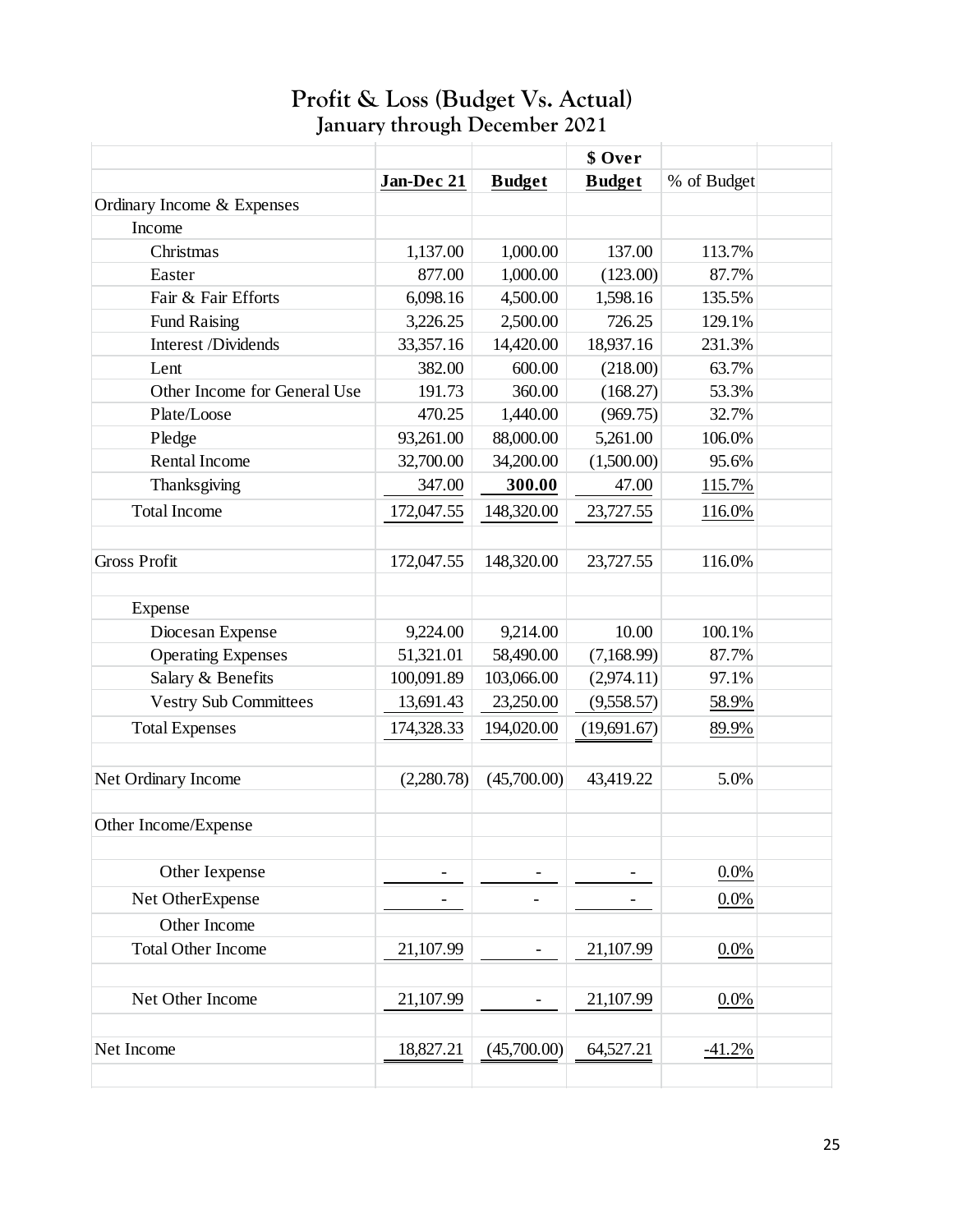# Profit & Loss (Budget Vs. Actual)

## January through December 2021

| | Jan-Dec 21 | Budget | $ Over Budget | % of Budget |
|---|---|---|---|---|
| Ordinary Income & Expenses | | | | |
| Income | | | | |
| Christmas | 1,137.00 | 1,000.00 | 137.00 | 113.7% |
| Easter | 877.00 | 1,000.00 | (123.00) | 87.7% |
| Fair & Fair Efforts | 6,098.16 | 4,500.00 | 1,598.16 | 135.5% |
| Fund Raising | 3,226.25 | 2,500.00 | 726.25 | 129.1% |
| Interest /Dividends | 33,357.16 | 14,420.00 | 18,937.16 | 231.3% |
| Lent | 382.00 | 600.00 | (218.00) | 63.7% |
| Other Income for General Use | 191.73 | 360.00 | (168.27) | 53.3% |
| Plate/Loose | 470.25 | 1,440.00 | (969.75) | 32.7% |
| Pledge | 93,261.00 | 88,000.00 | 5,261.00 | 106.0% |
| Rental Income | 32,700.00 | 34,200.00 | (1,500.00) | 95.6% |
| Thanksgiving | 347.00 | **300.00** | 47.00 | 115.7% |
| Total Income | 172,047.55 | 148,320.00 | 23,727.55 | 116.0% |
| | | | | |
| Gross Profit | 172,047.55 | 148,320.00 | 23,727.55 | 116.0% |
| | | | | |
| Expense | | | | |
| Diocesan Expense | 9,224.00 | 9,214.00 | 10.00 | 100.1% |
| Operating Expenses | 51,321.01 | 58,490.00 | (7,168.99) | 87.7% |
| Salary & Benefits | 100,091.89 | 103,066.00 | (2,974.11) | 97.1% |
| Vestry Sub Committees | 13,691.43 | 23,250.00 | (9,558.57) | 58.9% |
| Total Expenses | 174,328.33 | 194,020.00 | (19,691.67) | 89.9% |
| | | | | |
| Net Ordinary Income | (2,280.78) | (45,700.00) | 43,419.22 | 5.0% |
| | | | | |
| Other Income/Expense | | | | |
| | | | | |
| Other Iexpense | - | - | - | 0.0% |
| Net OtherExpense | - | - | - | 0.0% |
| Other Income | | | | |
| Total Other Income | 21,107.99 | - | 21,107.99 | 0.0% |
| | | | | |
| Net Other Income | 21,107.99 | - | 21,107.99 | 0.0% |
| | | | | |
| Net Income | 18,827.21 | (45,700.00) | 64,527.21 | -41.2% |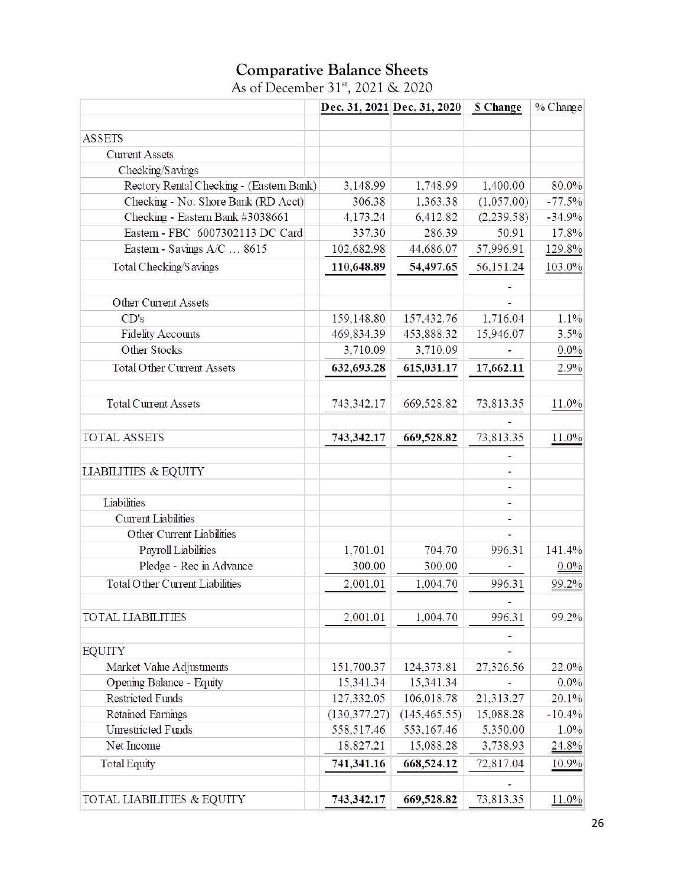# Comparative Balance Sheets

As of December 31st, 2021 & 2020

| | Dec. 31, 2021 | Dec. 31, 2020 | $ Change | % Change |
|---|---|---|---|---|
| ASSETS | | | | |
| Current Assets | | | | |
| Checking/Savings | | | | |
| Rectory Rental Checking - (Eastern Bank) | 3,148.99 | 1,748.99 | 1,400.00 | 80.0% |
| Checking - No. Shore Bank (RD Acct) | 306.38 | 1,363.38 | (1,057.00) | -77.5% |
| Checking - Eastern Bank #3038661 | 4,173.24 | 6,412.82 | (2,239.58) | -34.9% |
| Eastern - FBC 6007302113 DC Card | 337.30 | 286.39 | 50.91 | 17.8% |
| Eastern - Savings A/C ... 8615 | 102,682.98 | 44,686.07 | 57,996.91 | 129.8% |
| Total Checking/Savings | 110,648.89 | 54,497.65 | 56,151.24 | 103.0% |
| | | | - | |
| Other Current Assets | | | - | |
| CD's | 159,148.80 | 157,432.76 | 1,716.04 | 1.1% |
| Fidelity Accounts | 469,834.39 | 453,888.32 | 15,946.07 | 3.5% |
| Other Stocks | 3,710.09 | 3,710.09 | - | 0.0% |
| Total Other Current Assets | 632,693.28 | 615,031.17 | 17,662.11 | 2.9% |
| | | | | |
| Total Current Assets | 743,342.17 | 669,528.82 | 73,813.35 | 11.0% |
| | | | - | |
| TOTAL ASSETS | 743,342.17 | 669,528.82 | 73,813.35 | 11.0% |
| | | | - | |
| LIABILITIES & EQUITY | | | - | |
| | | | - | |
| Liabilities | | | - | |
| Current Liabilities | | | - | |
| Other Current Liabilities | | | - | |
| Payroll Liabilities | 1,701.01 | 704.70 | 996.31 | 141.4% |
| Pledge - Rec in Advance | 300.00 | 300.00 | - | 0.0% |
| Total Other Current Liabilities | 2,001.01 | 1,004.70 | 996.31 | 99.2% |
| | | | - | |
| TOTAL LIABILITIES | 2,001.01 | 1,004.70 | 996.31 | 99.2% |
| | | | - | |
| EQUITY | | | - | |
| Market Value Adjustments | 151,700.37 | 124,373.81 | 27,326.56 | 22.0% |
| Opening Balance - Equity | 15,341.34 | 15,341.34 | - | 0.0% |
| Restricted Funds | 127,332.05 | 106,018.78 | 21,313.27 | 20.1% |
| Retained Earnings | (130,377.27) | (145,465.55) | 15,088.28 | -10.4% |
| Unrestricted Funds | 558,517.46 | 553,167.46 | 5,350.00 | 1.0% |
| Net Income | 18,827.21 | 15,088.28 | 3,738.93 | 24.8% |
| Total Equity | 741,341.16 | 668,524.12 | 72,817.04 | 10.9% |
| | | | - | |
| TOTAL LIABILITIES & EQUITY | 743,342.17 | 669,528.82 | 73,813.35 | 11.0% |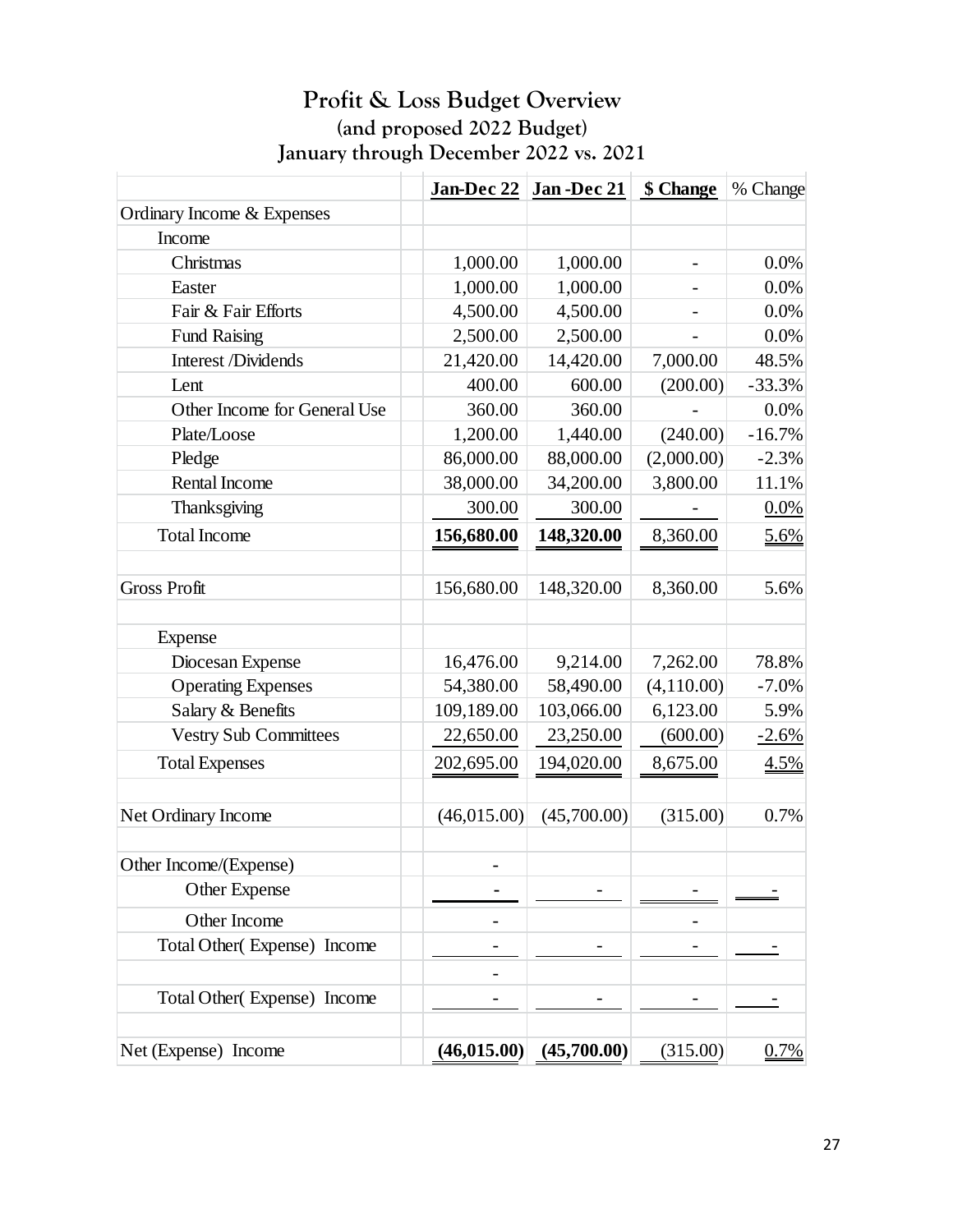# Profit & Loss Budget Overview

## (and proposed 2022 Budget)

## January through December 2022 vs. 2021

| | Jan-Dec 22 | Jan -Dec 21 | $ Change | % Change |
|---|---|---|---|---|
| Ordinary Income & Expenses | | | | |
| Income | | | | |
| Christmas | 1,000.00 | 1,000.00 | - | 0.0% |
| Easter | 1,000.00 | 1,000.00 | - | 0.0% |
| Fair & Fair Efforts | 4,500.00 | 4,500.00 | - | 0.0% |
| Fund Raising | 2,500.00 | 2,500.00 | - | 0.0% |
| Interest /Dividends | 21,420.00 | 14,420.00 | 7,000.00 | 48.5% |
| Lent | 400.00 | 600.00 | (200.00) | -33.3% |
| Other Income for General Use | 360.00 | 360.00 | - | 0.0% |
| Plate/Loose | 1,200.00 | 1,440.00 | (240.00) | -16.7% |
| Pledge | 86,000.00 | 88,000.00 | (2,000.00) | -2.3% |
| Rental Income | 38,000.00 | 34,200.00 | 3,800.00 | 11.1% |
| Thanksgiving | 300.00 | 300.00 | - | 0.0% |
| Total Income | **156,680.00** | **148,320.00** | 8,360.00 | 5.6% |
| | | | | |
| Gross Profit | 156,680.00 | 148,320.00 | 8,360.00 | 5.6% |
| | | | | |
| Expense | | | | |
| Diocesan Expense | 16,476.00 | 9,214.00 | 7,262.00 | 78.8% |
| Operating Expenses | 54,380.00 | 58,490.00 | (4,110.00) | -7.0% |
| Salary & Benefits | 109,189.00 | 103,066.00 | 6,123.00 | 5.9% |
| Vestry Sub Committees | 22,650.00 | 23,250.00 | (600.00) | -2.6% |
| Total Expenses | 202,695.00 | 194,020.00 | 8,675.00 | 4.5% |
| | | | | |
| Net Ordinary Income | (46,015.00) | (45,700.00) | (315.00) | 0.7% |
| | | | | |
| Other Income/(Expense) | - | | | |
| Other Expense | - | - | - | - |
| Other Income | - | | - | |
| Total Other( Expense) Income | - | - | - | - |
| | - | | | |
| Total Other( Expense) Income | - | - | - | - |
| | | | | |
| Net (Expense) Income | **(46,015.00)** | **(45,700.00)** | (315.00) | 0.7% |